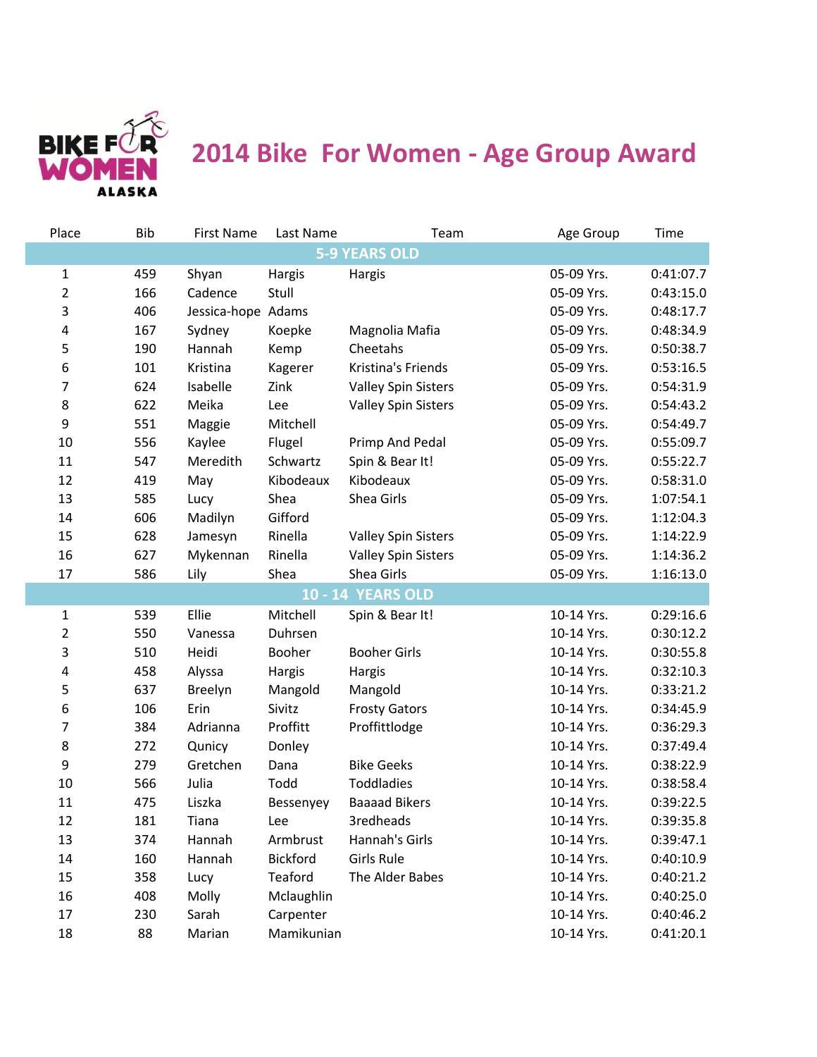# 2014 Bike For Women - Age Group Award

| Place | Bib | First Name | Last Name | Team | Age Group | Time |
|---|---|---|---|---|---|---|
| **5-9 YEARS OLD** | | | | | | |
| 1 | 459 | Shyan | Hargis | Hargis | 05-09 Yrs. | 0:41:07.7 |
| 2 | 166 | Cadence | Stull | | 05-09 Yrs. | 0:43:15.0 |
| 3 | 406 | Jessica-hope | Adams | | 05-09 Yrs. | 0:48:17.7 |
| 4 | 167 | Sydney | Koepke | Magnolia Mafia | 05-09 Yrs. | 0:48:34.9 |
| 5 | 190 | Hannah | Kemp | Cheetahs | 05-09 Yrs. | 0:50:38.7 |
| 6 | 101 | Kristina | Kagerer | Kristina's Friends | 05-09 Yrs. | 0:53:16.5 |
| 7 | 624 | Isabelle | Zink | Valley Spin Sisters | 05-09 Yrs. | 0:54:31.9 |
| 8 | 622 | Meika | Lee | Valley Spin Sisters | 05-09 Yrs. | 0:54:43.2 |
| 9 | 551 | Maggie | Mitchell | | 05-09 Yrs. | 0:54:49.7 |
| 10 | 556 | Kaylee | Flugel | Primp And Pedal | 05-09 Yrs. | 0:55:09.7 |
| 11 | 547 | Meredith | Schwartz | Spin & Bear It! | 05-09 Yrs. | 0:55:22.7 |
| 12 | 419 | May | Kibodeaux | Kibodeaux | 05-09 Yrs. | 0:58:31.0 |
| 13 | 585 | Lucy | Shea | Shea Girls | 05-09 Yrs. | 1:07:54.1 |
| 14 | 606 | Madilyn | Gifford | | 05-09 Yrs. | 1:12:04.3 |
| 15 | 628 | Jamesyn | Rinella | Valley Spin Sisters | 05-09 Yrs. | 1:14:22.9 |
| 16 | 627 | Mykennan | Rinella | Valley Spin Sisters | 05-09 Yrs. | 1:14:36.2 |
| 17 | 586 | Lily | Shea | Shea Girls | 05-09 Yrs. | 1:16:13.0 |
| **10 - 14 YEARS OLD** | | | | | | |
| 1 | 539 | Ellie | Mitchell | Spin & Bear It! | 10-14 Yrs. | 0:29:16.6 |
| 2 | 550 | Vanessa | Duhrsen | | 10-14 Yrs. | 0:30:12.2 |
| 3 | 510 | Heidi | Booher | Booher Girls | 10-14 Yrs. | 0:30:55.8 |
| 4 | 458 | Alyssa | Hargis | Hargis | 10-14 Yrs. | 0:32:10.3 |
| 5 | 637 | Breelyn | Mangold | Mangold | 10-14 Yrs. | 0:33:21.2 |
| 6 | 106 | Erin | Sivitz | Frosty Gators | 10-14 Yrs. | 0:34:45.9 |
| 7 | 384 | Adrianna | Proffitt | Proffittlodge | 10-14 Yrs. | 0:36:29.3 |
| 8 | 272 | Qunicy | Donley | | 10-14 Yrs. | 0:37:49.4 |
| 9 | 279 | Gretchen | Dana | Bike Geeks | 10-14 Yrs. | 0:38:22.9 |
| 10 | 566 | Julia | Todd | Toddladies | 10-14 Yrs. | 0:38:58.4 |
| 11 | 475 | Liszka | Bessenyey | Baaaad Bikers | 10-14 Yrs. | 0:39:22.5 |
| 12 | 181 | Tiana | Lee | 3redheads | 10-14 Yrs. | 0:39:35.8 |
| 13 | 374 | Hannah | Armbrust | Hannah's Girls | 10-14 Yrs. | 0:39:47.1 |
| 14 | 160 | Hannah | Bickford | Girls Rule | 10-14 Yrs. | 0:40:10.9 |
| 15 | 358 | Lucy | Teaford | The Alder Babes | 10-14 Yrs. | 0:40:21.2 |
| 16 | 408 | Molly | Mclaughlin | | 10-14 Yrs. | 0:40:25.0 |
| 17 | 230 | Sarah | Carpenter | | 10-14 Yrs. | 0:40:46.2 |
| 18 | 88 | Marian | Mamikunian | | 10-14 Yrs. | 0:41:20.1 |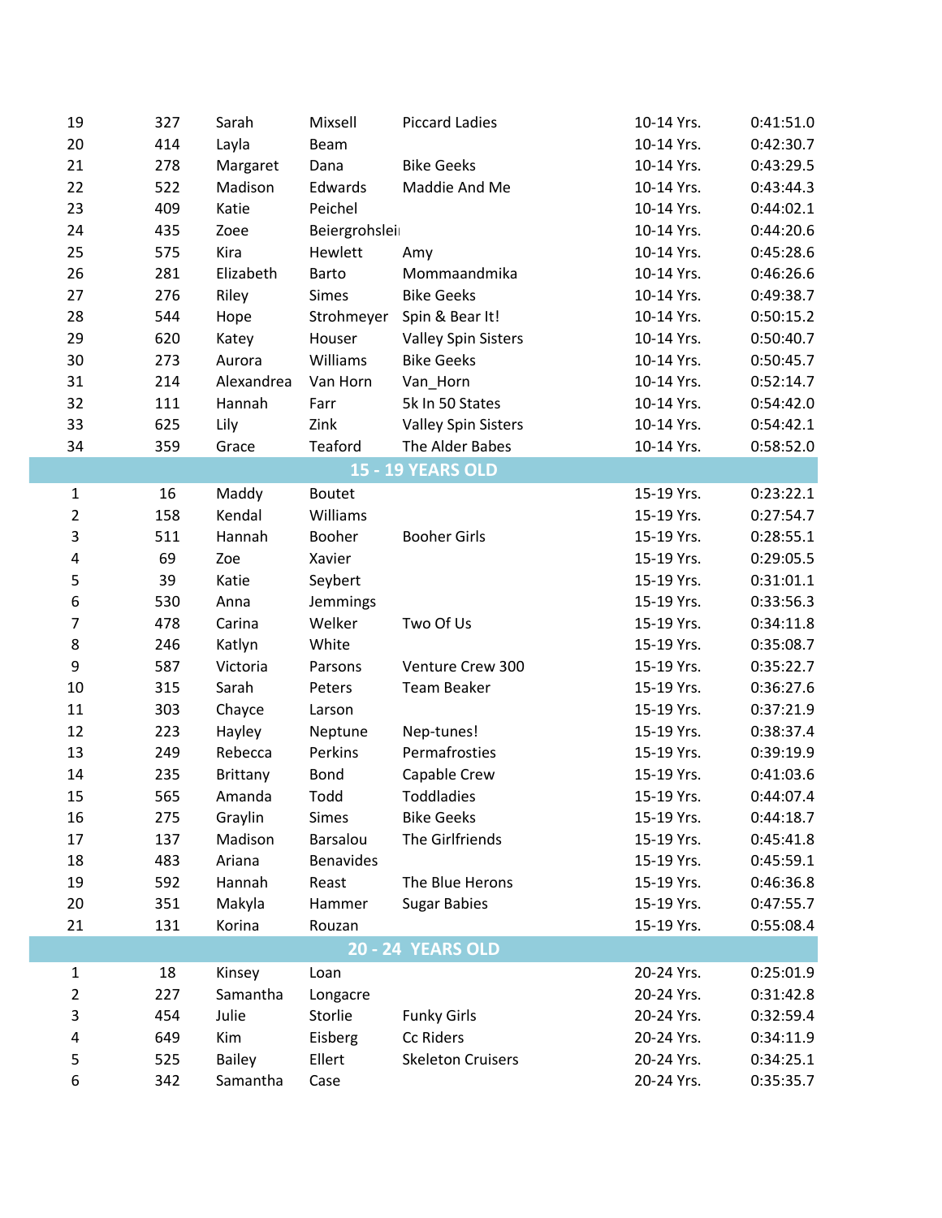| | | | | | | |
|---|---|---|---|---|---|---|
| 19 | 327 | Sarah | Mixsell | Piccard Ladies | 10-14 Yrs. | 0:41:51.0 |
| 20 | 414 | Layla | Beam | | 10-14 Yrs. | 0:42:30.7 |
| 21 | 278 | Margaret | Dana | Bike Geeks | 10-14 Yrs. | 0:43:29.5 |
| 22 | 522 | Madison | Edwards | Maddie And Me | 10-14 Yrs. | 0:43:44.3 |
| 23 | 409 | Katie | Peichel | | 10-14 Yrs. | 0:44:02.1 |
| 24 | 435 | Zoee | Beiergrohslei | | 10-14 Yrs. | 0:44:20.6 |
| 25 | 575 | Kira | Hewlett | Amy | 10-14 Yrs. | 0:45:28.6 |
| 26 | 281 | Elizabeth | Barto | Mommaandmika | 10-14 Yrs. | 0:46:26.6 |
| 27 | 276 | Riley | Simes | Bike Geeks | 10-14 Yrs. | 0:49:38.7 |
| 28 | 544 | Hope | Strohmeyer | Spin & Bear It! | 10-14 Yrs. | 0:50:15.2 |
| 29 | 620 | Katey | Houser | Valley Spin Sisters | 10-14 Yrs. | 0:50:40.7 |
| 30 | 273 | Aurora | Williams | Bike Geeks | 10-14 Yrs. | 0:50:45.7 |
| 31 | 214 | Alexandrea | Van Horn | Van_Horn | 10-14 Yrs. | 0:52:14.7 |
| 32 | 111 | Hannah | Farr | 5k In 50 States | 10-14 Yrs. | 0:54:42.0 |
| 33 | 625 | Lily | Zink | Valley Spin Sisters | 10-14 Yrs. | 0:54:42.1 |
| 34 | 359 | Grace | Teaford | The Alder Babes | 10-14 Yrs. | 0:58:52.0 |
| **15 - 19 YEARS OLD** | | | | | | |
| 1 | 16 | Maddy | Boutet | | 15-19 Yrs. | 0:23:22.1 |
| 2 | 158 | Kendal | Williams | | 15-19 Yrs. | 0:27:54.7 |
| 3 | 511 | Hannah | Booher | Booher Girls | 15-19 Yrs. | 0:28:55.1 |
| 4 | 69 | Zoe | Xavier | | 15-19 Yrs. | 0:29:05.5 |
| 5 | 39 | Katie | Seybert | | 15-19 Yrs. | 0:31:01.1 |
| 6 | 530 | Anna | Jemmings | | 15-19 Yrs. | 0:33:56.3 |
| 7 | 478 | Carina | Welker | Two Of Us | 15-19 Yrs. | 0:34:11.8 |
| 8 | 246 | Katlyn | White | | 15-19 Yrs. | 0:35:08.7 |
| 9 | 587 | Victoria | Parsons | Venture Crew 300 | 15-19 Yrs. | 0:35:22.7 |
| 10 | 315 | Sarah | Peters | Team Beaker | 15-19 Yrs. | 0:36:27.6 |
| 11 | 303 | Chayce | Larson | | 15-19 Yrs. | 0:37:21.9 |
| 12 | 223 | Hayley | Neptune | Nep-tunes! | 15-19 Yrs. | 0:38:37.4 |
| 13 | 249 | Rebecca | Perkins | Permafrosties | 15-19 Yrs. | 0:39:19.9 |
| 14 | 235 | Brittany | Bond | Capable Crew | 15-19 Yrs. | 0:41:03.6 |
| 15 | 565 | Amanda | Todd | Toddladies | 15-19 Yrs. | 0:44:07.4 |
| 16 | 275 | Graylin | Simes | Bike Geeks | 15-19 Yrs. | 0:44:18.7 |
| 17 | 137 | Madison | Barsalou | The Girlfriends | 15-19 Yrs. | 0:45:41.8 |
| 18 | 483 | Ariana | Benavides | | 15-19 Yrs. | 0:45:59.1 |
| 19 | 592 | Hannah | Reast | The Blue Herons | 15-19 Yrs. | 0:46:36.8 |
| 20 | 351 | Makyla | Hammer | Sugar Babies | 15-19 Yrs. | 0:47:55.7 |
| 21 | 131 | Korina | Rouzan | | 15-19 Yrs. | 0:55:08.4 |
| **20 - 24 YEARS OLD** | | | | | | |
| 1 | 18 | Kinsey | Loan | | 20-24 Yrs. | 0:25:01.9 |
| 2 | 227 | Samantha | Longacre | | 20-24 Yrs. | 0:31:42.8 |
| 3 | 454 | Julie | Storlie | Funky Girls | 20-24 Yrs. | 0:32:59.4 |
| 4 | 649 | Kim | Eisberg | Cc Riders | 20-24 Yrs. | 0:34:11.9 |
| 5 | 525 | Bailey | Ellert | Skeleton Cruisers | 20-24 Yrs. | 0:34:25.1 |
| 6 | 342 | Samantha | Case | | 20-24 Yrs. | 0:35:35.7 |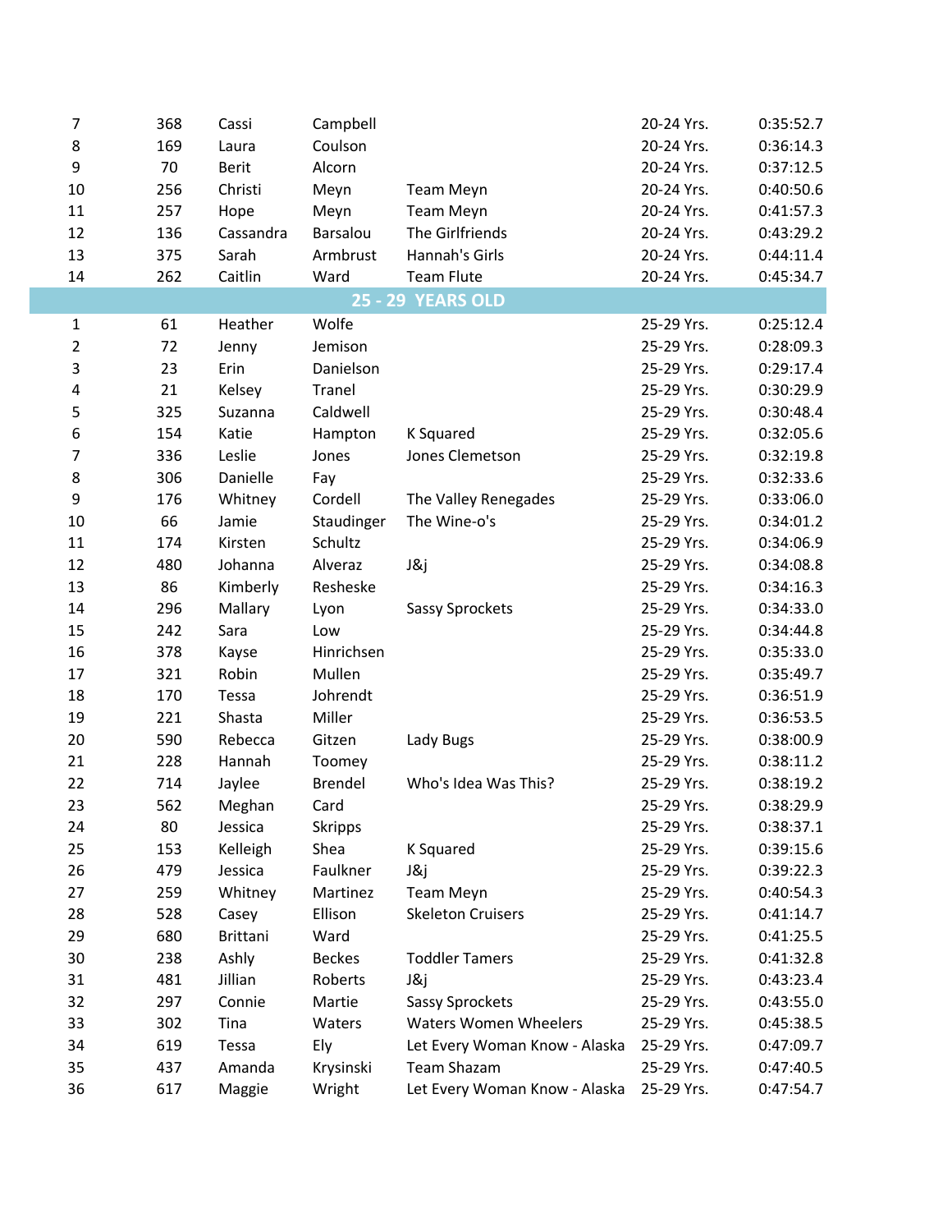| | | | | | | |
|---|---|---|---|---|---|---|
| 7 | 368 | Cassi | Campbell | | 20-24 Yrs. | 0:35:52.7 |
| 8 | 169 | Laura | Coulson | | 20-24 Yrs. | 0:36:14.3 |
| 9 | 70 | Berit | Alcorn | | 20-24 Yrs. | 0:37:12.5 |
| 10 | 256 | Christi | Meyn | Team Meyn | 20-24 Yrs. | 0:40:50.6 |
| 11 | 257 | Hope | Meyn | Team Meyn | 20-24 Yrs. | 0:41:57.3 |
| 12 | 136 | Cassandra | Barsalou | The Girlfriends | 20-24 Yrs. | 0:43:29.2 |
| 13 | 375 | Sarah | Armbrust | Hannah's Girls | 20-24 Yrs. | 0:44:11.4 |
| 14 | 262 | Caitlin | Ward | Team Flute | 20-24 Yrs. | 0:45:34.7 |

## 25 - 29 YEARS OLD

| | | | | | | |
|---|---|---|---|---|---|---|
| 1 | 61 | Heather | Wolfe | | 25-29 Yrs. | 0:25:12.4 |
| 2 | 72 | Jenny | Jemison | | 25-29 Yrs. | 0:28:09.3 |
| 3 | 23 | Erin | Danielson | | 25-29 Yrs. | 0:29:17.4 |
| 4 | 21 | Kelsey | Tranel | | 25-29 Yrs. | 0:30:29.9 |
| 5 | 325 | Suzanna | Caldwell | | 25-29 Yrs. | 0:30:48.4 |
| 6 | 154 | Katie | Hampton | K Squared | 25-29 Yrs. | 0:32:05.6 |
| 7 | 336 | Leslie | Jones | Jones Clemetson | 25-29 Yrs. | 0:32:19.8 |
| 8 | 306 | Danielle | Fay | | 25-29 Yrs. | 0:32:33.6 |
| 9 | 176 | Whitney | Cordell | The Valley Renegades | 25-29 Yrs. | 0:33:06.0 |
| 10 | 66 | Jamie | Staudinger | The Wine-o's | 25-29 Yrs. | 0:34:01.2 |
| 11 | 174 | Kirsten | Schultz | | 25-29 Yrs. | 0:34:06.9 |
| 12 | 480 | Johanna | Alveraz | J&j | 25-29 Yrs. | 0:34:08.8 |
| 13 | 86 | Kimberly | Resheske | | 25-29 Yrs. | 0:34:16.3 |
| 14 | 296 | Mallary | Lyon | Sassy Sprockets | 25-29 Yrs. | 0:34:33.0 |
| 15 | 242 | Sara | Low | | 25-29 Yrs. | 0:34:44.8 |
| 16 | 378 | Kayse | Hinrichsen | | 25-29 Yrs. | 0:35:33.0 |
| 17 | 321 | Robin | Mullen | | 25-29 Yrs. | 0:35:49.7 |
| 18 | 170 | Tessa | Johrendt | | 25-29 Yrs. | 0:36:51.9 |
| 19 | 221 | Shasta | Miller | | 25-29 Yrs. | 0:36:53.5 |
| 20 | 590 | Rebecca | Gitzen | Lady Bugs | 25-29 Yrs. | 0:38:00.9 |
| 21 | 228 | Hannah | Toomey | | 25-29 Yrs. | 0:38:11.2 |
| 22 | 714 | Jaylee | Brendel | Who's Idea Was This? | 25-29 Yrs. | 0:38:19.2 |
| 23 | 562 | Meghan | Card | | 25-29 Yrs. | 0:38:29.9 |
| 24 | 80 | Jessica | Skripps | | 25-29 Yrs. | 0:38:37.1 |
| 25 | 153 | Kelleigh | Shea | K Squared | 25-29 Yrs. | 0:39:15.6 |
| 26 | 479 | Jessica | Faulkner | J&j | 25-29 Yrs. | 0:39:22.3 |
| 27 | 259 | Whitney | Martinez | Team Meyn | 25-29 Yrs. | 0:40:54.3 |
| 28 | 528 | Casey | Ellison | Skeleton Cruisers | 25-29 Yrs. | 0:41:14.7 |
| 29 | 680 | Brittani | Ward | | 25-29 Yrs. | 0:41:25.5 |
| 30 | 238 | Ashly | Beckes | Toddler Tamers | 25-29 Yrs. | 0:41:32.8 |
| 31 | 481 | Jillian | Roberts | J&j | 25-29 Yrs. | 0:43:23.4 |
| 32 | 297 | Connie | Martie | Sassy Sprockets | 25-29 Yrs. | 0:43:55.0 |
| 33 | 302 | Tina | Waters | Waters Women Wheelers | 25-29 Yrs. | 0:45:38.5 |
| 34 | 619 | Tessa | Ely | Let Every Woman Know - Alaska | 25-29 Yrs. | 0:47:09.7 |
| 35 | 437 | Amanda | Krysinski | Team Shazam | 25-29 Yrs. | 0:47:40.5 |
| 36 | 617 | Maggie | Wright | Let Every Woman Know - Alaska | 25-29 Yrs. | 0:47:54.7 |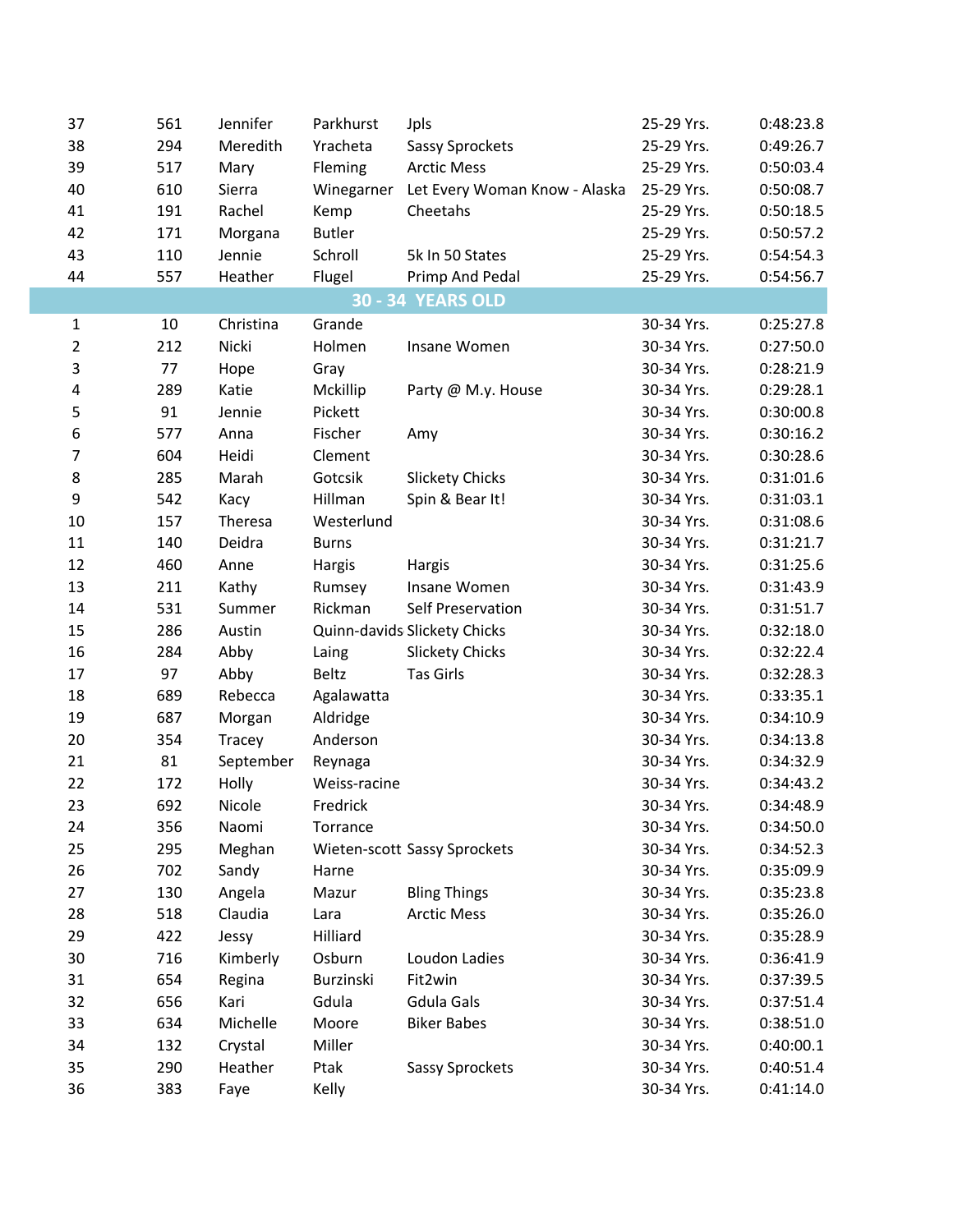| | | | | | | |
|---|---|---|---|---|---|---|
| 37 | 561 | Jennifer | Parkhurst | Jpls | 25-29 Yrs. | 0:48:23.8 |
| 38 | 294 | Meredith | Yracheta | Sassy Sprockets | 25-29 Yrs. | 0:49:26.7 |
| 39 | 517 | Mary | Fleming | Arctic Mess | 25-29 Yrs. | 0:50:03.4 |
| 40 | 610 | Sierra | Winegarner | Let Every Woman Know - Alaska | 25-29 Yrs. | 0:50:08.7 |
| 41 | 191 | Rachel | Kemp | Cheetahs | 25-29 Yrs. | 0:50:18.5 |
| 42 | 171 | Morgana | Butler | | 25-29 Yrs. | 0:50:57.2 |
| 43 | 110 | Jennie | Schroll | 5k In 50 States | 25-29 Yrs. | 0:54:54.3 |
| 44 | 557 | Heather | Flugel | Primp And Pedal | 25-29 Yrs. | 0:54:56.7 |
| | | | | **30 - 34 YEARS OLD** | | |
| 1 | 10 | Christina | Grande | | 30-34 Yrs. | 0:25:27.8 |
| 2 | 212 | Nicki | Holmen | Insane Women | 30-34 Yrs. | 0:27:50.0 |
| 3 | 77 | Hope | Gray | | 30-34 Yrs. | 0:28:21.9 |
| 4 | 289 | Katie | Mckillip | Party @ M.y. House | 30-34 Yrs. | 0:29:28.1 |
| 5 | 91 | Jennie | Pickett | | 30-34 Yrs. | 0:30:00.8 |
| 6 | 577 | Anna | Fischer | Amy | 30-34 Yrs. | 0:30:16.2 |
| 7 | 604 | Heidi | Clement | | 30-34 Yrs. | 0:30:28.6 |
| 8 | 285 | Marah | Gotcsik | Slickety Chicks | 30-34 Yrs. | 0:31:01.6 |
| 9 | 542 | Kacy | Hillman | Spin & Bear It! | 30-34 Yrs. | 0:31:03.1 |
| 10 | 157 | Theresa | Westerlund | | 30-34 Yrs. | 0:31:08.6 |
| 11 | 140 | Deidra | Burns | | 30-34 Yrs. | 0:31:21.7 |
| 12 | 460 | Anne | Hargis | Hargis | 30-34 Yrs. | 0:31:25.6 |
| 13 | 211 | Kathy | Rumsey | Insane Women | 30-34 Yrs. | 0:31:43.9 |
| 14 | 531 | Summer | Rickman | Self Preservation | 30-34 Yrs. | 0:31:51.7 |
| 15 | 286 | Austin | Quinn-davids | Slickety Chicks | 30-34 Yrs. | 0:32:18.0 |
| 16 | 284 | Abby | Laing | Slickety Chicks | 30-34 Yrs. | 0:32:22.4 |
| 17 | 97 | Abby | Beltz | Tas Girls | 30-34 Yrs. | 0:32:28.3 |
| 18 | 689 | Rebecca | Agalawatta | | 30-34 Yrs. | 0:33:35.1 |
| 19 | 687 | Morgan | Aldridge | | 30-34 Yrs. | 0:34:10.9 |
| 20 | 354 | Tracey | Anderson | | 30-34 Yrs. | 0:34:13.8 |
| 21 | 81 | September | Reynaga | | 30-34 Yrs. | 0:34:32.9 |
| 22 | 172 | Holly | Weiss-racine | | 30-34 Yrs. | 0:34:43.2 |
| 23 | 692 | Nicole | Fredrick | | 30-34 Yrs. | 0:34:48.9 |
| 24 | 356 | Naomi | Torrance | | 30-34 Yrs. | 0:34:50.0 |
| 25 | 295 | Meghan | Wieten-scott | Sassy Sprockets | 30-34 Yrs. | 0:34:52.3 |
| 26 | 702 | Sandy | Harne | | 30-34 Yrs. | 0:35:09.9 |
| 27 | 130 | Angela | Mazur | Bling Things | 30-34 Yrs. | 0:35:23.8 |
| 28 | 518 | Claudia | Lara | Arctic Mess | 30-34 Yrs. | 0:35:26.0 |
| 29 | 422 | Jessy | Hilliard | | 30-34 Yrs. | 0:35:28.9 |
| 30 | 716 | Kimberly | Osburn | Loudon Ladies | 30-34 Yrs. | 0:36:41.9 |
| 31 | 654 | Regina | Burzinski | Fit2win | 30-34 Yrs. | 0:37:39.5 |
| 32 | 656 | Kari | Gdula | Gdula Gals | 30-34 Yrs. | 0:37:51.4 |
| 33 | 634 | Michelle | Moore | Biker Babes | 30-34 Yrs. | 0:38:51.0 |
| 34 | 132 | Crystal | Miller | | 30-34 Yrs. | 0:40:00.1 |
| 35 | 290 | Heather | Ptak | Sassy Sprockets | 30-34 Yrs. | 0:40:51.4 |
| 36 | 383 | Faye | Kelly | | 30-34 Yrs. | 0:41:14.0 |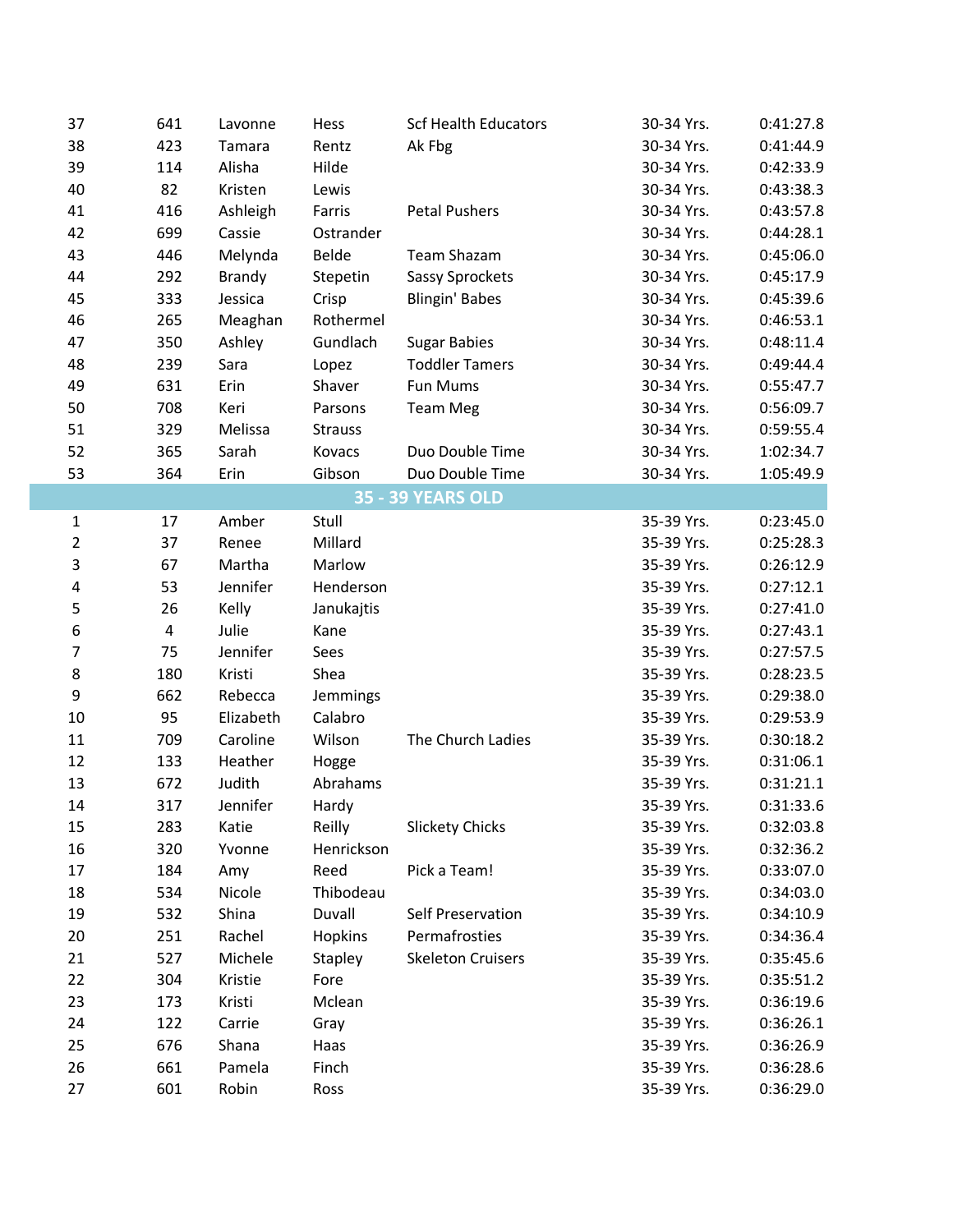| | | | | | | |
|---|---|---|---|---|---|---|
| 37 | 641 | Lavonne | Hess | Scf Health Educators | 30-34 Yrs. | 0:41:27.8 |
| 38 | 423 | Tamara | Rentz | Ak Fbg | 30-34 Yrs. | 0:41:44.9 |
| 39 | 114 | Alisha | Hilde | | 30-34 Yrs. | 0:42:33.9 |
| 40 | 82 | Kristen | Lewis | | 30-34 Yrs. | 0:43:38.3 |
| 41 | 416 | Ashleigh | Farris | Petal Pushers | 30-34 Yrs. | 0:43:57.8 |
| 42 | 699 | Cassie | Ostrander | | 30-34 Yrs. | 0:44:28.1 |
| 43 | 446 | Melynda | Belde | Team Shazam | 30-34 Yrs. | 0:45:06.0 |
| 44 | 292 | Brandy | Stepetin | Sassy Sprockets | 30-34 Yrs. | 0:45:17.9 |
| 45 | 333 | Jessica | Crisp | Blingin' Babes | 30-34 Yrs. | 0:45:39.6 |
| 46 | 265 | Meaghan | Rothermel | | 30-34 Yrs. | 0:46:53.1 |
| 47 | 350 | Ashley | Gundlach | Sugar Babies | 30-34 Yrs. | 0:48:11.4 |
| 48 | 239 | Sara | Lopez | Toddler Tamers | 30-34 Yrs. | 0:49:44.4 |
| 49 | 631 | Erin | Shaver | Fun Mums | 30-34 Yrs. | 0:55:47.7 |
| 50 | 708 | Keri | Parsons | Team Meg | 30-34 Yrs. | 0:56:09.7 |
| 51 | 329 | Melissa | Strauss | | 30-34 Yrs. | 0:59:55.4 |
| 52 | 365 | Sarah | Kovacs | Duo Double Time | 30-34 Yrs. | 1:02:34.7 |
| 53 | 364 | Erin | Gibson | Duo Double Time | 30-34 Yrs. | 1:05:49.9 |
| **35 - 39 YEARS OLD** | | | | | | |
| 1 | 17 | Amber | Stull | | 35-39 Yrs. | 0:23:45.0 |
| 2 | 37 | Renee | Millard | | 35-39 Yrs. | 0:25:28.3 |
| 3 | 67 | Martha | Marlow | | 35-39 Yrs. | 0:26:12.9 |
| 4 | 53 | Jennifer | Henderson | | 35-39 Yrs. | 0:27:12.1 |
| 5 | 26 | Kelly | Janukajtis | | 35-39 Yrs. | 0:27:41.0 |
| 6 | 4 | Julie | Kane | | 35-39 Yrs. | 0:27:43.1 |
| 7 | 75 | Jennifer | Sees | | 35-39 Yrs. | 0:27:57.5 |
| 8 | 180 | Kristi | Shea | | 35-39 Yrs. | 0:28:23.5 |
| 9 | 662 | Rebecca | Jemmings | | 35-39 Yrs. | 0:29:38.0 |
| 10 | 95 | Elizabeth | Calabro | | 35-39 Yrs. | 0:29:53.9 |
| 11 | 709 | Caroline | Wilson | The Church Ladies | 35-39 Yrs. | 0:30:18.2 |
| 12 | 133 | Heather | Hogge | | 35-39 Yrs. | 0:31:06.1 |
| 13 | 672 | Judith | Abrahams | | 35-39 Yrs. | 0:31:21.1 |
| 14 | 317 | Jennifer | Hardy | | 35-39 Yrs. | 0:31:33.6 |
| 15 | 283 | Katie | Reilly | Slickety Chicks | 35-39 Yrs. | 0:32:03.8 |
| 16 | 320 | Yvonne | Henrickson | | 35-39 Yrs. | 0:32:36.2 |
| 17 | 184 | Amy | Reed | Pick a Team! | 35-39 Yrs. | 0:33:07.0 |
| 18 | 534 | Nicole | Thibodeau | | 35-39 Yrs. | 0:34:03.0 |
| 19 | 532 | Shina | Duvall | Self Preservation | 35-39 Yrs. | 0:34:10.9 |
| 20 | 251 | Rachel | Hopkins | Permafrosties | 35-39 Yrs. | 0:34:36.4 |
| 21 | 527 | Michele | Stapley | Skeleton Cruisers | 35-39 Yrs. | 0:35:45.6 |
| 22 | 304 | Kristie | Fore | | 35-39 Yrs. | 0:35:51.2 |
| 23 | 173 | Kristi | Mclean | | 35-39 Yrs. | 0:36:19.6 |
| 24 | 122 | Carrie | Gray | | 35-39 Yrs. | 0:36:26.1 |
| 25 | 676 | Shana | Haas | | 35-39 Yrs. | 0:36:26.9 |
| 26 | 661 | Pamela | Finch | | 35-39 Yrs. | 0:36:28.6 |
| 27 | 601 | Robin | Ross | | 35-39 Yrs. | 0:36:29.0 |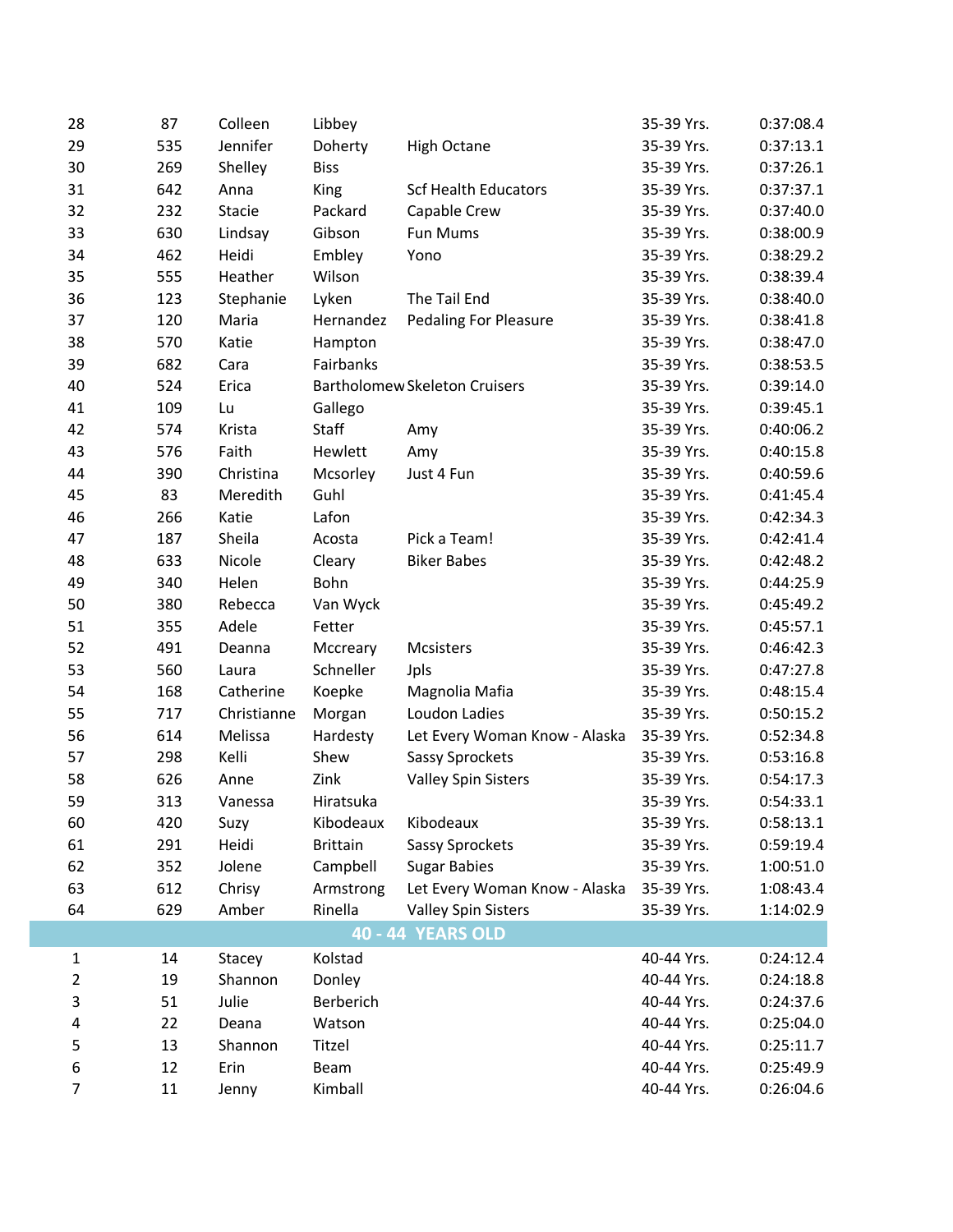| | | | | | | |
|---|---|---|---|---|---|---|
| 28 | 87 | Colleen | Libbey | | 35-39 Yrs. | 0:37:08.4 |
| 29 | 535 | Jennifer | Doherty | High Octane | 35-39 Yrs. | 0:37:13.1 |
| 30 | 269 | Shelley | Biss | | 35-39 Yrs. | 0:37:26.1 |
| 31 | 642 | Anna | King | Scf Health Educators | 35-39 Yrs. | 0:37:37.1 |
| 32 | 232 | Stacie | Packard | Capable Crew | 35-39 Yrs. | 0:37:40.0 |
| 33 | 630 | Lindsay | Gibson | Fun Mums | 35-39 Yrs. | 0:38:00.9 |
| 34 | 462 | Heidi | Embley | Yono | 35-39 Yrs. | 0:38:29.2 |
| 35 | 555 | Heather | Wilson | | 35-39 Yrs. | 0:38:39.4 |
| 36 | 123 | Stephanie | Lyken | The Tail End | 35-39 Yrs. | 0:38:40.0 |
| 37 | 120 | Maria | Hernandez | Pedaling For Pleasure | 35-39 Yrs. | 0:38:41.8 |
| 38 | 570 | Katie | Hampton | | 35-39 Yrs. | 0:38:47.0 |
| 39 | 682 | Cara | Fairbanks | | 35-39 Yrs. | 0:38:53.5 |
| 40 | 524 | Erica | Bartholomew | Skeleton Cruisers | 35-39 Yrs. | 0:39:14.0 |
| 41 | 109 | Lu | Gallego | | 35-39 Yrs. | 0:39:45.1 |
| 42 | 574 | Krista | Staff | Amy | 35-39 Yrs. | 0:40:06.2 |
| 43 | 576 | Faith | Hewlett | Amy | 35-39 Yrs. | 0:40:15.8 |
| 44 | 390 | Christina | Mcsorley | Just 4 Fun | 35-39 Yrs. | 0:40:59.6 |
| 45 | 83 | Meredith | Guhl | | 35-39 Yrs. | 0:41:45.4 |
| 46 | 266 | Katie | Lafon | | 35-39 Yrs. | 0:42:34.3 |
| 47 | 187 | Sheila | Acosta | Pick a Team! | 35-39 Yrs. | 0:42:41.4 |
| 48 | 633 | Nicole | Cleary | Biker Babes | 35-39 Yrs. | 0:42:48.2 |
| 49 | 340 | Helen | Bohn | | 35-39 Yrs. | 0:44:25.9 |
| 50 | 380 | Rebecca | Van Wyck | | 35-39 Yrs. | 0:45:49.2 |
| 51 | 355 | Adele | Fetter | | 35-39 Yrs. | 0:45:57.1 |
| 52 | 491 | Deanna | Mccreary | Mcsisters | 35-39 Yrs. | 0:46:42.3 |
| 53 | 560 | Laura | Schneller | Jpls | 35-39 Yrs. | 0:47:27.8 |
| 54 | 168 | Catherine | Koepke | Magnolia Mafia | 35-39 Yrs. | 0:48:15.4 |
| 55 | 717 | Christianne | Morgan | Loudon Ladies | 35-39 Yrs. | 0:50:15.2 |
| 56 | 614 | Melissa | Hardesty | Let Every Woman Know - Alaska | 35-39 Yrs. | 0:52:34.8 |
| 57 | 298 | Kelli | Shew | Sassy Sprockets | 35-39 Yrs. | 0:53:16.8 |
| 58 | 626 | Anne | Zink | Valley Spin Sisters | 35-39 Yrs. | 0:54:17.3 |
| 59 | 313 | Vanessa | Hiratsuka | | 35-39 Yrs. | 0:54:33.1 |
| 60 | 420 | Suzy | Kibodeaux | Kibodeaux | 35-39 Yrs. | 0:58:13.1 |
| 61 | 291 | Heidi | Brittain | Sassy Sprockets | 35-39 Yrs. | 0:59:19.4 |
| 62 | 352 | Jolene | Campbell | Sugar Babies | 35-39 Yrs. | 1:00:51.0 |
| 63 | 612 | Chrisy | Armstrong | Let Every Woman Know - Alaska | 35-39 Yrs. | 1:08:43.4 |
| 64 | 629 | Amber | Rinella | Valley Spin Sisters | 35-39 Yrs. | 1:14:02.9 |
| **40 - 44 YEARS OLD** | | | | | | |
| 1 | 14 | Stacey | Kolstad | | 40-44 Yrs. | 0:24:12.4 |
| 2 | 19 | Shannon | Donley | | 40-44 Yrs. | 0:24:18.8 |
| 3 | 51 | Julie | Berberich | | 40-44 Yrs. | 0:24:37.6 |
| 4 | 22 | Deana | Watson | | 40-44 Yrs. | 0:25:04.0 |
| 5 | 13 | Shannon | Titzel | | 40-44 Yrs. | 0:25:11.7 |
| 6 | 12 | Erin | Beam | | 40-44 Yrs. | 0:25:49.9 |
| 7 | 11 | Jenny | Kimball | | 40-44 Yrs. | 0:26:04.6 |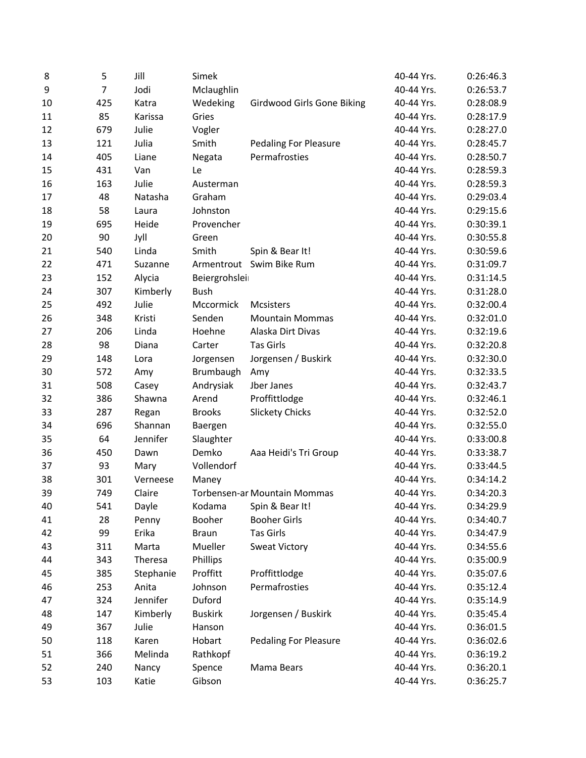| | | | | | | |
|---|---|---|---|---|---|---|
| 8 | 5 | Jill | Simek | | 40-44 Yrs. | 0:26:46.3 |
| 9 | 7 | Jodi | Mclaughlin | | 40-44 Yrs. | 0:26:53.7 |
| 10 | 425 | Katra | Wedeking | Girdwood Girls Gone Biking | 40-44 Yrs. | 0:28:08.9 |
| 11 | 85 | Karissa | Gries | | 40-44 Yrs. | 0:28:17.9 |
| 12 | 679 | Julie | Vogler | | 40-44 Yrs. | 0:28:27.0 |
| 13 | 121 | Julia | Smith | Pedaling For Pleasure | 40-44 Yrs. | 0:28:45.7 |
| 14 | 405 | Liane | Negata | Permafrosties | 40-44 Yrs. | 0:28:50.7 |
| 15 | 431 | Van | Le | | 40-44 Yrs. | 0:28:59.3 |
| 16 | 163 | Julie | Austerman | | 40-44 Yrs. | 0:28:59.3 |
| 17 | 48 | Natasha | Graham | | 40-44 Yrs. | 0:29:03.4 |
| 18 | 58 | Laura | Johnston | | 40-44 Yrs. | 0:29:15.6 |
| 19 | 695 | Heide | Provencher | | 40-44 Yrs. | 0:30:39.1 |
| 20 | 90 | Jyll | Green | | 40-44 Yrs. | 0:30:55.8 |
| 21 | 540 | Linda | Smith | Spin & Bear It! | 40-44 Yrs. | 0:30:59.6 |
| 22 | 471 | Suzanne | Armentrout | Swim Bike Rum | 40-44 Yrs. | 0:31:09.7 |
| 23 | 152 | Alycia | Beiergrohslei | | 40-44 Yrs. | 0:31:14.5 |
| 24 | 307 | Kimberly | Bush | | 40-44 Yrs. | 0:31:28.0 |
| 25 | 492 | Julie | Mccormick | Mcsisters | 40-44 Yrs. | 0:32:00.4 |
| 26 | 348 | Kristi | Senden | Mountain Mommas | 40-44 Yrs. | 0:32:01.0 |
| 27 | 206 | Linda | Hoehne | Alaska Dirt Divas | 40-44 Yrs. | 0:32:19.6 |
| 28 | 98 | Diana | Carter | Tas Girls | 40-44 Yrs. | 0:32:20.8 |
| 29 | 148 | Lora | Jorgensen | Jorgensen / Buskirk | 40-44 Yrs. | 0:32:30.0 |
| 30 | 572 | Amy | Brumbaugh | Amy | 40-44 Yrs. | 0:32:33.5 |
| 31 | 508 | Casey | Andrysiak | Jber Janes | 40-44 Yrs. | 0:32:43.7 |
| 32 | 386 | Shawna | Arend | Proffittlodge | 40-44 Yrs. | 0:32:46.1 |
| 33 | 287 | Regan | Brooks | Slickety Chicks | 40-44 Yrs. | 0:32:52.0 |
| 34 | 696 | Shannan | Baergen | | 40-44 Yrs. | 0:32:55.0 |
| 35 | 64 | Jennifer | Slaughter | | 40-44 Yrs. | 0:33:00.8 |
| 36 | 450 | Dawn | Demko | Aaa Heidi's Tri Group | 40-44 Yrs. | 0:33:38.7 |
| 37 | 93 | Mary | Vollendorf | | 40-44 Yrs. | 0:33:44.5 |
| 38 | 301 | Verneese | Maney | | 40-44 Yrs. | 0:34:14.2 |
| 39 | 749 | Claire | Torbensen-ar | Mountain Mommas | 40-44 Yrs. | 0:34:20.3 |
| 40 | 541 | Dayle | Kodama | Spin & Bear It! | 40-44 Yrs. | 0:34:29.9 |
| 41 | 28 | Penny | Booher | Booher Girls | 40-44 Yrs. | 0:34:40.7 |
| 42 | 99 | Erika | Braun | Tas Girls | 40-44 Yrs. | 0:34:47.9 |
| 43 | 311 | Marta | Mueller | Sweat Victory | 40-44 Yrs. | 0:34:55.6 |
| 44 | 343 | Theresa | Phillips | | 40-44 Yrs. | 0:35:00.9 |
| 45 | 385 | Stephanie | Proffitt | Proffittlodge | 40-44 Yrs. | 0:35:07.6 |
| 46 | 253 | Anita | Johnson | Permafrosties | 40-44 Yrs. | 0:35:12.4 |
| 47 | 324 | Jennifer | Duford | | 40-44 Yrs. | 0:35:14.9 |
| 48 | 147 | Kimberly | Buskirk | Jorgensen / Buskirk | 40-44 Yrs. | 0:35:45.4 |
| 49 | 367 | Julie | Hanson | | 40-44 Yrs. | 0:36:01.5 |
| 50 | 118 | Karen | Hobart | Pedaling For Pleasure | 40-44 Yrs. | 0:36:02.6 |
| 51 | 366 | Melinda | Rathkopf | | 40-44 Yrs. | 0:36:19.2 |
| 52 | 240 | Nancy | Spence | Mama Bears | 40-44 Yrs. | 0:36:20.1 |
| 53 | 103 | Katie | Gibson | | 40-44 Yrs. | 0:36:25.7 |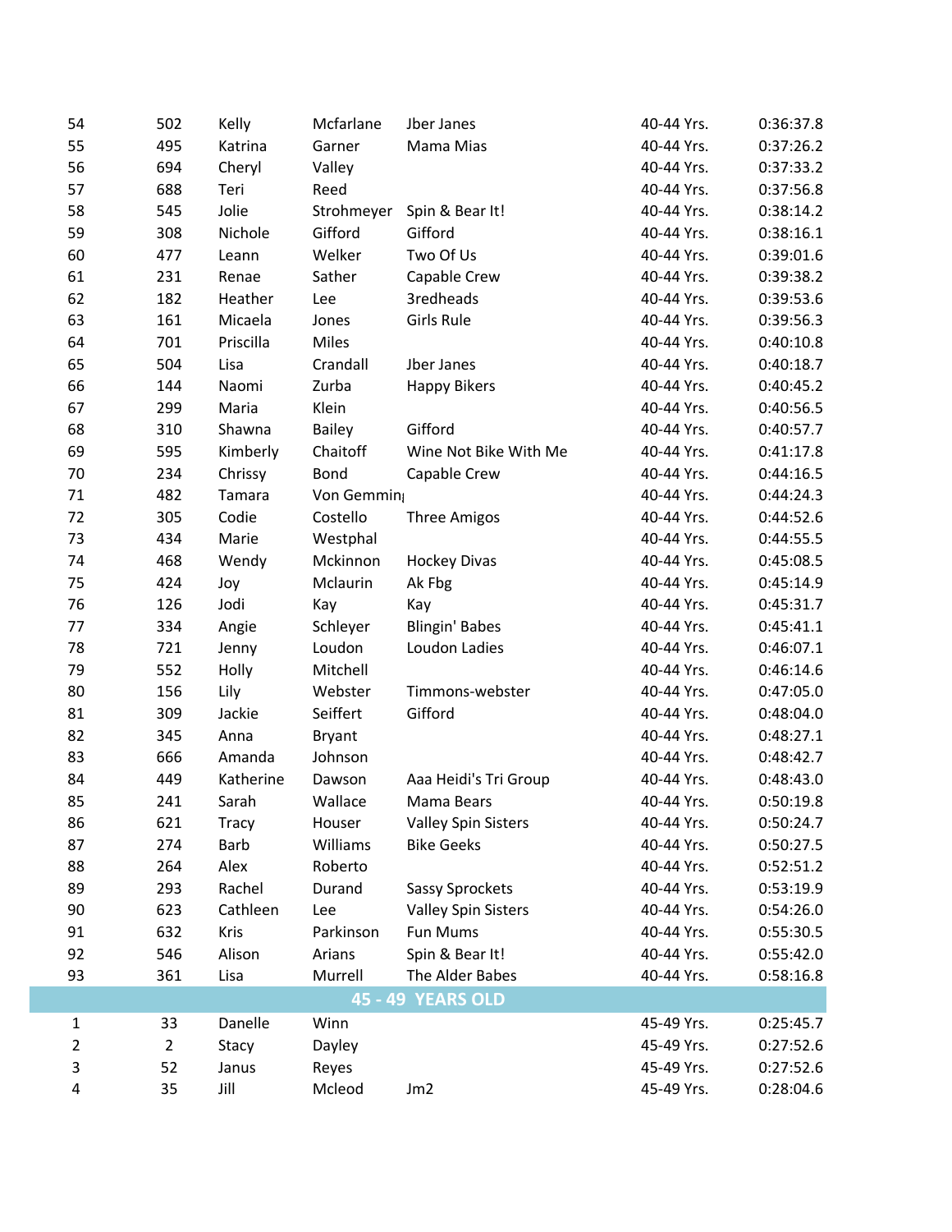| | | | | | | |
|---|---|---|---|---|---|---|
| 54 | 502 | Kelly | Mcfarlane | Jber Janes | 40-44 Yrs. | 0:36:37.8 |
| 55 | 495 | Katrina | Garner | Mama Mias | 40-44 Yrs. | 0:37:26.2 |
| 56 | 694 | Cheryl | Valley | | 40-44 Yrs. | 0:37:33.2 |
| 57 | 688 | Teri | Reed | | 40-44 Yrs. | 0:37:56.8 |
| 58 | 545 | Jolie | Strohmeyer | Spin & Bear It! | 40-44 Yrs. | 0:38:14.2 |
| 59 | 308 | Nichole | Gifford | Gifford | 40-44 Yrs. | 0:38:16.1 |
| 60 | 477 | Leann | Welker | Two Of Us | 40-44 Yrs. | 0:39:01.6 |
| 61 | 231 | Renae | Sather | Capable Crew | 40-44 Yrs. | 0:39:38.2 |
| 62 | 182 | Heather | Lee | 3redheads | 40-44 Yrs. | 0:39:53.6 |
| 63 | 161 | Micaela | Jones | Girls Rule | 40-44 Yrs. | 0:39:56.3 |
| 64 | 701 | Priscilla | Miles | | 40-44 Yrs. | 0:40:10.8 |
| 65 | 504 | Lisa | Crandall | Jber Janes | 40-44 Yrs. | 0:40:18.7 |
| 66 | 144 | Naomi | Zurba | Happy Bikers | 40-44 Yrs. | 0:40:45.2 |
| 67 | 299 | Maria | Klein | | 40-44 Yrs. | 0:40:56.5 |
| 68 | 310 | Shawna | Bailey | Gifford | 40-44 Yrs. | 0:40:57.7 |
| 69 | 595 | Kimberly | Chaitoff | Wine Not Bike With Me | 40-44 Yrs. | 0:41:17.8 |
| 70 | 234 | Chrissy | Bond | Capable Crew | 40-44 Yrs. | 0:44:16.5 |
| 71 | 482 | Tamara | Von Gemmin | | 40-44 Yrs. | 0:44:24.3 |
| 72 | 305 | Codie | Costello | Three Amigos | 40-44 Yrs. | 0:44:52.6 |
| 73 | 434 | Marie | Westphal | | 40-44 Yrs. | 0:44:55.5 |
| 74 | 468 | Wendy | Mckinnon | Hockey Divas | 40-44 Yrs. | 0:45:08.5 |
| 75 | 424 | Joy | Mclaurin | Ak Fbg | 40-44 Yrs. | 0:45:14.9 |
| 76 | 126 | Jodi | Kay | Kay | 40-44 Yrs. | 0:45:31.7 |
| 77 | 334 | Angie | Schleyer | Blingin' Babes | 40-44 Yrs. | 0:45:41.1 |
| 78 | 721 | Jenny | Loudon | Loudon Ladies | 40-44 Yrs. | 0:46:07.1 |
| 79 | 552 | Holly | Mitchell | | 40-44 Yrs. | 0:46:14.6 |
| 80 | 156 | Lily | Webster | Timmons-webster | 40-44 Yrs. | 0:47:05.0 |
| 81 | 309 | Jackie | Seiffert | Gifford | 40-44 Yrs. | 0:48:04.0 |
| 82 | 345 | Anna | Bryant | | 40-44 Yrs. | 0:48:27.1 |
| 83 | 666 | Amanda | Johnson | | 40-44 Yrs. | 0:48:42.7 |
| 84 | 449 | Katherine | Dawson | Aaa Heidi's Tri Group | 40-44 Yrs. | 0:48:43.0 |
| 85 | 241 | Sarah | Wallace | Mama Bears | 40-44 Yrs. | 0:50:19.8 |
| 86 | 621 | Tracy | Houser | Valley Spin Sisters | 40-44 Yrs. | 0:50:24.7 |
| 87 | 274 | Barb | Williams | Bike Geeks | 40-44 Yrs. | 0:50:27.5 |
| 88 | 264 | Alex | Roberto | | 40-44 Yrs. | 0:52:51.2 |
| 89 | 293 | Rachel | Durand | Sassy Sprockets | 40-44 Yrs. | 0:53:19.9 |
| 90 | 623 | Cathleen | Lee | Valley Spin Sisters | 40-44 Yrs. | 0:54:26.0 |
| 91 | 632 | Kris | Parkinson | Fun Mums | 40-44 Yrs. | 0:55:30.5 |
| 92 | 546 | Alison | Arians | Spin & Bear It! | 40-44 Yrs. | 0:55:42.0 |
| 93 | 361 | Lisa | Murrell | The Alder Babes | 40-44 Yrs. | 0:58:16.8 |
| | | | | **45 - 49 YEARS OLD** | | |
| 1 | 33 | Danelle | Winn | | 45-49 Yrs. | 0:25:45.7 |
| 2 | 2 | Stacy | Dayley | | 45-49 Yrs. | 0:27:52.6 |
| 3 | 52 | Janus | Reyes | | 45-49 Yrs. | 0:27:52.6 |
| 4 | 35 | Jill | Mcleod | Jm2 | 45-49 Yrs. | 0:28:04.6 |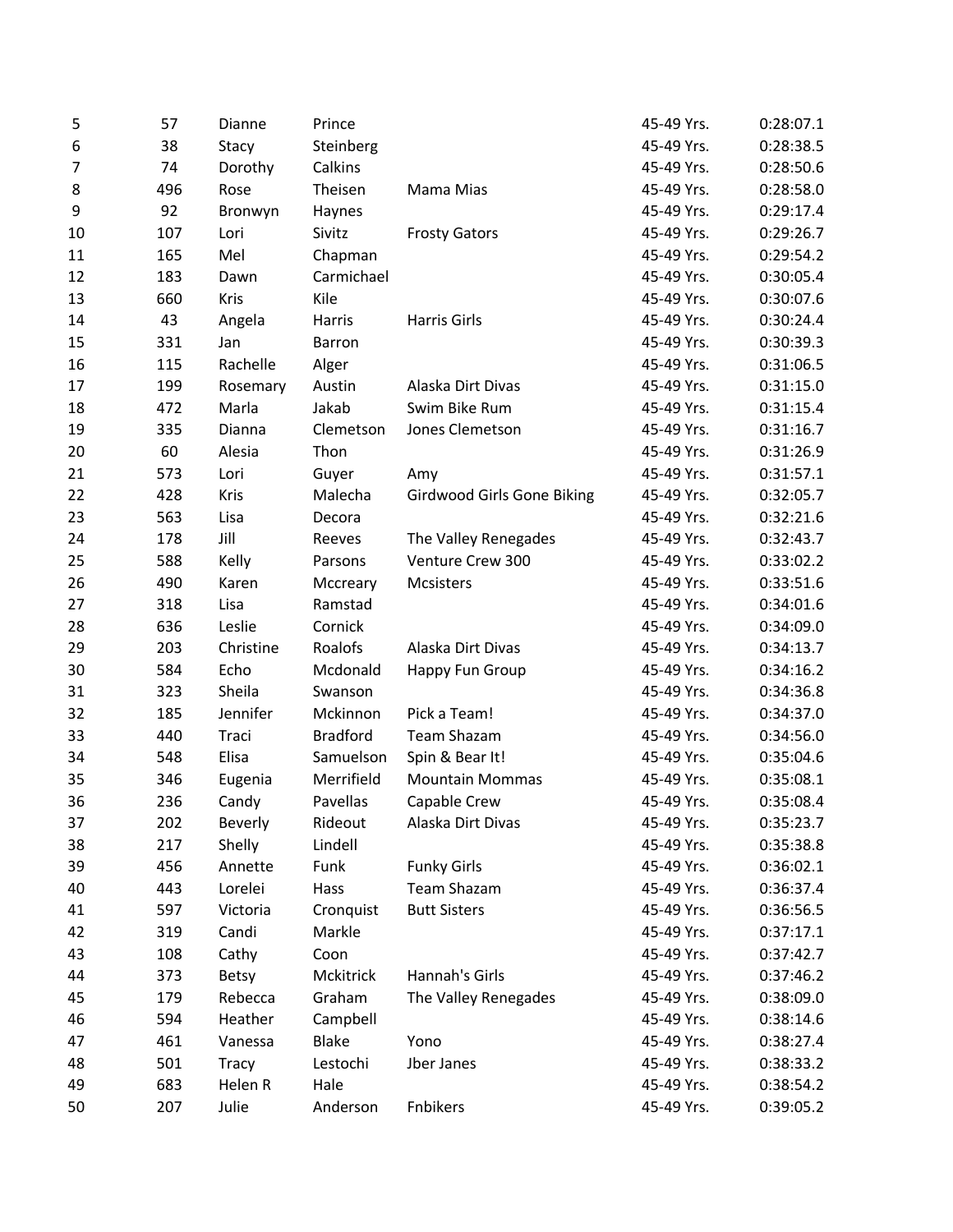| | | | | | | |
|---|---|---|---|---|---|---|
| 5 | 57 | Dianne | Prince | | 45-49 Yrs. | 0:28:07.1 |
| 6 | 38 | Stacy | Steinberg | | 45-49 Yrs. | 0:28:38.5 |
| 7 | 74 | Dorothy | Calkins | | 45-49 Yrs. | 0:28:50.6 |
| 8 | 496 | Rose | Theisen | Mama Mias | 45-49 Yrs. | 0:28:58.0 |
| 9 | 92 | Bronwyn | Haynes | | 45-49 Yrs. | 0:29:17.4 |
| 10 | 107 | Lori | Sivitz | Frosty Gators | 45-49 Yrs. | 0:29:26.7 |
| 11 | 165 | Mel | Chapman | | 45-49 Yrs. | 0:29:54.2 |
| 12 | 183 | Dawn | Carmichael | | 45-49 Yrs. | 0:30:05.4 |
| 13 | 660 | Kris | Kile | | 45-49 Yrs. | 0:30:07.6 |
| 14 | 43 | Angela | Harris | Harris Girls | 45-49 Yrs. | 0:30:24.4 |
| 15 | 331 | Jan | Barron | | 45-49 Yrs. | 0:30:39.3 |
| 16 | 115 | Rachelle | Alger | | 45-49 Yrs. | 0:31:06.5 |
| 17 | 199 | Rosemary | Austin | Alaska Dirt Divas | 45-49 Yrs. | 0:31:15.0 |
| 18 | 472 | Marla | Jakab | Swim Bike Rum | 45-49 Yrs. | 0:31:15.4 |
| 19 | 335 | Dianna | Clemetson | Jones Clemetson | 45-49 Yrs. | 0:31:16.7 |
| 20 | 60 | Alesia | Thon | | 45-49 Yrs. | 0:31:26.9 |
| 21 | 573 | Lori | Guyer | Amy | 45-49 Yrs. | 0:31:57.1 |
| 22 | 428 | Kris | Malecha | Girdwood Girls Gone Biking | 45-49 Yrs. | 0:32:05.7 |
| 23 | 563 | Lisa | Decora | | 45-49 Yrs. | 0:32:21.6 |
| 24 | 178 | Jill | Reeves | The Valley Renegades | 45-49 Yrs. | 0:32:43.7 |
| 25 | 588 | Kelly | Parsons | Venture Crew 300 | 45-49 Yrs. | 0:33:02.2 |
| 26 | 490 | Karen | Mccreary | Mcsisters | 45-49 Yrs. | 0:33:51.6 |
| 27 | 318 | Lisa | Ramstad | | 45-49 Yrs. | 0:34:01.6 |
| 28 | 636 | Leslie | Cornick | | 45-49 Yrs. | 0:34:09.0 |
| 29 | 203 | Christine | Roalofs | Alaska Dirt Divas | 45-49 Yrs. | 0:34:13.7 |
| 30 | 584 | Echo | Mcdonald | Happy Fun Group | 45-49 Yrs. | 0:34:16.2 |
| 31 | 323 | Sheila | Swanson | | 45-49 Yrs. | 0:34:36.8 |
| 32 | 185 | Jennifer | Mckinnon | Pick a Team! | 45-49 Yrs. | 0:34:37.0 |
| 33 | 440 | Traci | Bradford | Team Shazam | 45-49 Yrs. | 0:34:56.0 |
| 34 | 548 | Elisa | Samuelson | Spin & Bear It! | 45-49 Yrs. | 0:35:04.6 |
| 35 | 346 | Eugenia | Merrifield | Mountain Mommas | 45-49 Yrs. | 0:35:08.1 |
| 36 | 236 | Candy | Pavellas | Capable Crew | 45-49 Yrs. | 0:35:08.4 |
| 37 | 202 | Beverly | Rideout | Alaska Dirt Divas | 45-49 Yrs. | 0:35:23.7 |
| 38 | 217 | Shelly | Lindell | | 45-49 Yrs. | 0:35:38.8 |
| 39 | 456 | Annette | Funk | Funky Girls | 45-49 Yrs. | 0:36:02.1 |
| 40 | 443 | Lorelei | Hass | Team Shazam | 45-49 Yrs. | 0:36:37.4 |
| 41 | 597 | Victoria | Cronquist | Butt Sisters | 45-49 Yrs. | 0:36:56.5 |
| 42 | 319 | Candi | Markle | | 45-49 Yrs. | 0:37:17.1 |
| 43 | 108 | Cathy | Coon | | 45-49 Yrs. | 0:37:42.7 |
| 44 | 373 | Betsy | Mckitrick | Hannah's Girls | 45-49 Yrs. | 0:37:46.2 |
| 45 | 179 | Rebecca | Graham | The Valley Renegades | 45-49 Yrs. | 0:38:09.0 |
| 46 | 594 | Heather | Campbell | | 45-49 Yrs. | 0:38:14.6 |
| 47 | 461 | Vanessa | Blake | Yono | 45-49 Yrs. | 0:38:27.4 |
| 48 | 501 | Tracy | Lestochi | Jber Janes | 45-49 Yrs. | 0:38:33.2 |
| 49 | 683 | Helen R | Hale | | 45-49 Yrs. | 0:38:54.2 |
| 50 | 207 | Julie | Anderson | Fnbikers | 45-49 Yrs. | 0:39:05.2 |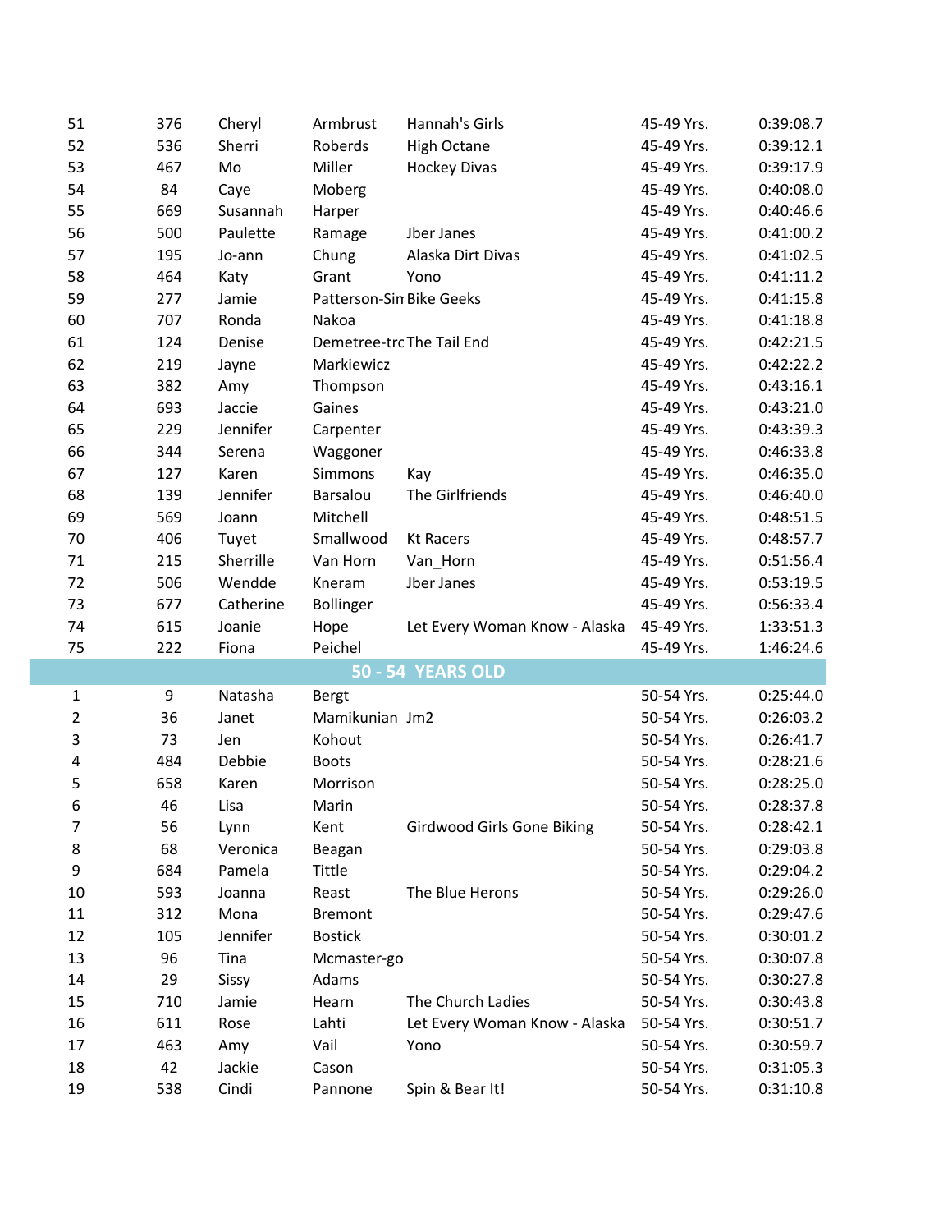| | | | | | | |
|---|---|---|---|---|---|---|
| 51 | 376 | Cheryl | Armbrust | Hannah's Girls | 45-49 Yrs. | 0:39:08.7 |
| 52 | 536 | Sherri | Roberds | High Octane | 45-49 Yrs. | 0:39:12.1 |
| 53 | 467 | Mo | Miller | Hockey Divas | 45-49 Yrs. | 0:39:17.9 |
| 54 | 84 | Caye | Moberg | | 45-49 Yrs. | 0:40:08.0 |
| 55 | 669 | Susannah | Harper | | 45-49 Yrs. | 0:40:46.6 |
| 56 | 500 | Paulette | Ramage | Jber Janes | 45-49 Yrs. | 0:41:00.2 |
| 57 | 195 | Jo-ann | Chung | Alaska Dirt Divas | 45-49 Yrs. | 0:41:02.5 |
| 58 | 464 | Katy | Grant | Yono | 45-49 Yrs. | 0:41:11.2 |
| 59 | 277 | Jamie | Patterson-Sin | Bike Geeks | 45-49 Yrs. | 0:41:15.8 |
| 60 | 707 | Ronda | Nakoa | | 45-49 Yrs. | 0:41:18.8 |
| 61 | 124 | Denise | Demetree-trc | The Tail End | 45-49 Yrs. | 0:42:21.5 |
| 62 | 219 | Jayne | Markiewicz | | 45-49 Yrs. | 0:42:22.2 |
| 63 | 382 | Amy | Thompson | | 45-49 Yrs. | 0:43:16.1 |
| 64 | 693 | Jaccie | Gaines | | 45-49 Yrs. | 0:43:21.0 |
| 65 | 229 | Jennifer | Carpenter | | 45-49 Yrs. | 0:43:39.3 |
| 66 | 344 | Serena | Waggoner | | 45-49 Yrs. | 0:46:33.8 |
| 67 | 127 | Karen | Simmons | Kay | 45-49 Yrs. | 0:46:35.0 |
| 68 | 139 | Jennifer | Barsalou | The Girlfriends | 45-49 Yrs. | 0:46:40.0 |
| 69 | 569 | Joann | Mitchell | | 45-49 Yrs. | 0:48:51.5 |
| 70 | 406 | Tuyet | Smallwood | Kt Racers | 45-49 Yrs. | 0:48:57.7 |
| 71 | 215 | Sherrille | Van Horn | Van_Horn | 45-49 Yrs. | 0:51:56.4 |
| 72 | 506 | Wendde | Kneram | Jber Janes | 45-49 Yrs. | 0:53:19.5 |
| 73 | 677 | Catherine | Bollinger | | 45-49 Yrs. | 0:56:33.4 |
| 74 | 615 | Joanie | Hope | Let Every Woman Know - Alaska | 45-49 Yrs. | 1:33:51.3 |
| 75 | 222 | Fiona | Peichel | | 45-49 Yrs. | 1:46:24.6 |

## 50 - 54 YEARS OLD

| | | | | | | |
|---|---|---|---|---|---|---|
| 1 | 9 | Natasha | Bergt | | 50-54 Yrs. | 0:25:44.0 |
| 2 | 36 | Janet | Mamikunian | Jm2 | 50-54 Yrs. | 0:26:03.2 |
| 3 | 73 | Jen | Kohout | | 50-54 Yrs. | 0:26:41.7 |
| 4 | 484 | Debbie | Boots | | 50-54 Yrs. | 0:28:21.6 |
| 5 | 658 | Karen | Morrison | | 50-54 Yrs. | 0:28:25.0 |
| 6 | 46 | Lisa | Marin | | 50-54 Yrs. | 0:28:37.8 |
| 7 | 56 | Lynn | Kent | Girdwood Girls Gone Biking | 50-54 Yrs. | 0:28:42.1 |
| 8 | 68 | Veronica | Beagan | | 50-54 Yrs. | 0:29:03.8 |
| 9 | 684 | Pamela | Tittle | | 50-54 Yrs. | 0:29:04.2 |
| 10 | 593 | Joanna | Reast | The Blue Herons | 50-54 Yrs. | 0:29:26.0 |
| 11 | 312 | Mona | Bremont | | 50-54 Yrs. | 0:29:47.6 |
| 12 | 105 | Jennifer | Bostick | | 50-54 Yrs. | 0:30:01.2 |
| 13 | 96 | Tina | Mcmaster-go | | 50-54 Yrs. | 0:30:07.8 |
| 14 | 29 | Sissy | Adams | | 50-54 Yrs. | 0:30:27.8 |
| 15 | 710 | Jamie | Hearn | The Church Ladies | 50-54 Yrs. | 0:30:43.8 |
| 16 | 611 | Rose | Lahti | Let Every Woman Know - Alaska | 50-54 Yrs. | 0:30:51.7 |
| 17 | 463 | Amy | Vail | Yono | 50-54 Yrs. | 0:30:59.7 |
| 18 | 42 | Jackie | Cason | | 50-54 Yrs. | 0:31:05.3 |
| 19 | 538 | Cindi | Pannone | Spin & Bear It! | 50-54 Yrs. | 0:31:10.8 |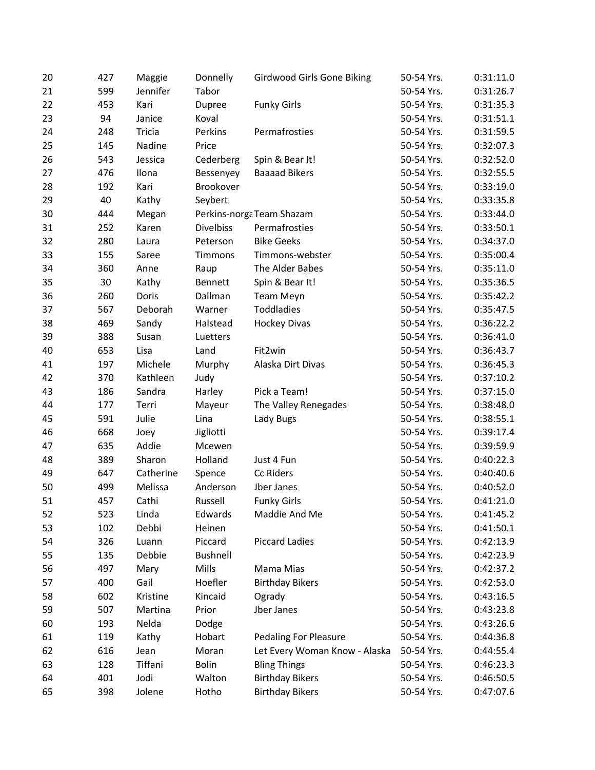| | | | | | | |
|---|---|---|---|---|---|---|
| 20 | 427 | Maggie | Donnelly | Girdwood Girls Gone Biking | 50-54 Yrs. | 0:31:11.0 |
| 21 | 599 | Jennifer | Tabor | | 50-54 Yrs. | 0:31:26.7 |
| 22 | 453 | Kari | Dupree | Funky Girls | 50-54 Yrs. | 0:31:35.3 |
| 23 | 94 | Janice | Koval | | 50-54 Yrs. | 0:31:51.1 |
| 24 | 248 | Tricia | Perkins | Permafrosties | 50-54 Yrs. | 0:31:59.5 |
| 25 | 145 | Nadine | Price | | 50-54 Yrs. | 0:32:07.3 |
| 26 | 543 | Jessica | Cederberg | Spin & Bear It! | 50-54 Yrs. | 0:32:52.0 |
| 27 | 476 | Ilona | Bessenyey | Baaaad Bikers | 50-54 Yrs. | 0:32:55.5 |
| 28 | 192 | Kari | Brookover | | 50-54 Yrs. | 0:33:19.0 |
| 29 | 40 | Kathy | Seybert | | 50-54 Yrs. | 0:33:35.8 |
| 30 | 444 | Megan | Perkins-norga | Team Shazam | 50-54 Yrs. | 0:33:44.0 |
| 31 | 252 | Karen | Divelbiss | Permafrosties | 50-54 Yrs. | 0:33:50.1 |
| 32 | 280 | Laura | Peterson | Bike Geeks | 50-54 Yrs. | 0:34:37.0 |
| 33 | 155 | Saree | Timmons | Timmons-webster | 50-54 Yrs. | 0:35:00.4 |
| 34 | 360 | Anne | Raup | The Alder Babes | 50-54 Yrs. | 0:35:11.0 |
| 35 | 30 | Kathy | Bennett | Spin & Bear It! | 50-54 Yrs. | 0:35:36.5 |
| 36 | 260 | Doris | Dallman | Team Meyn | 50-54 Yrs. | 0:35:42.2 |
| 37 | 567 | Deborah | Warner | Toddladies | 50-54 Yrs. | 0:35:47.5 |
| 38 | 469 | Sandy | Halstead | Hockey Divas | 50-54 Yrs. | 0:36:22.2 |
| 39 | 388 | Susan | Luetters | | 50-54 Yrs. | 0:36:41.0 |
| 40 | 653 | Lisa | Land | Fit2win | 50-54 Yrs. | 0:36:43.7 |
| 41 | 197 | Michele | Murphy | Alaska Dirt Divas | 50-54 Yrs. | 0:36:45.3 |
| 42 | 370 | Kathleen | Judy | | 50-54 Yrs. | 0:37:10.2 |
| 43 | 186 | Sandra | Harley | Pick a Team! | 50-54 Yrs. | 0:37:15.0 |
| 44 | 177 | Terri | Mayeur | The Valley Renegades | 50-54 Yrs. | 0:38:48.0 |
| 45 | 591 | Julie | Lina | Lady Bugs | 50-54 Yrs. | 0:38:55.1 |
| 46 | 668 | Joey | Jigliotti | | 50-54 Yrs. | 0:39:17.4 |
| 47 | 635 | Addie | Mcewen | | 50-54 Yrs. | 0:39:59.9 |
| 48 | 389 | Sharon | Holland | Just 4 Fun | 50-54 Yrs. | 0:40:22.3 |
| 49 | 647 | Catherine | Spence | Cc Riders | 50-54 Yrs. | 0:40:40.6 |
| 50 | 499 | Melissa | Anderson | Jber Janes | 50-54 Yrs. | 0:40:52.0 |
| 51 | 457 | Cathi | Russell | Funky Girls | 50-54 Yrs. | 0:41:21.0 |
| 52 | 523 | Linda | Edwards | Maddie And Me | 50-54 Yrs. | 0:41:45.2 |
| 53 | 102 | Debbi | Heinen | | 50-54 Yrs. | 0:41:50.1 |
| 54 | 326 | Luann | Piccard | Piccard Ladies | 50-54 Yrs. | 0:42:13.9 |
| 55 | 135 | Debbie | Bushnell | | 50-54 Yrs. | 0:42:23.9 |
| 56 | 497 | Mary | Mills | Mama Mias | 50-54 Yrs. | 0:42:37.2 |
| 57 | 400 | Gail | Hoefler | Birthday Bikers | 50-54 Yrs. | 0:42:53.0 |
| 58 | 602 | Kristine | Kincaid | Ogrady | 50-54 Yrs. | 0:43:16.5 |
| 59 | 507 | Martina | Prior | Jber Janes | 50-54 Yrs. | 0:43:23.8 |
| 60 | 193 | Nelda | Dodge | | 50-54 Yrs. | 0:43:26.6 |
| 61 | 119 | Kathy | Hobart | Pedaling For Pleasure | 50-54 Yrs. | 0:44:36.8 |
| 62 | 616 | Jean | Moran | Let Every Woman Know - Alaska | 50-54 Yrs. | 0:44:55.4 |
| 63 | 128 | Tiffani | Bolin | Bling Things | 50-54 Yrs. | 0:46:23.3 |
| 64 | 401 | Jodi | Walton | Birthday Bikers | 50-54 Yrs. | 0:46:50.5 |
| 65 | 398 | Jolene | Hotho | Birthday Bikers | 50-54 Yrs. | 0:47:07.6 |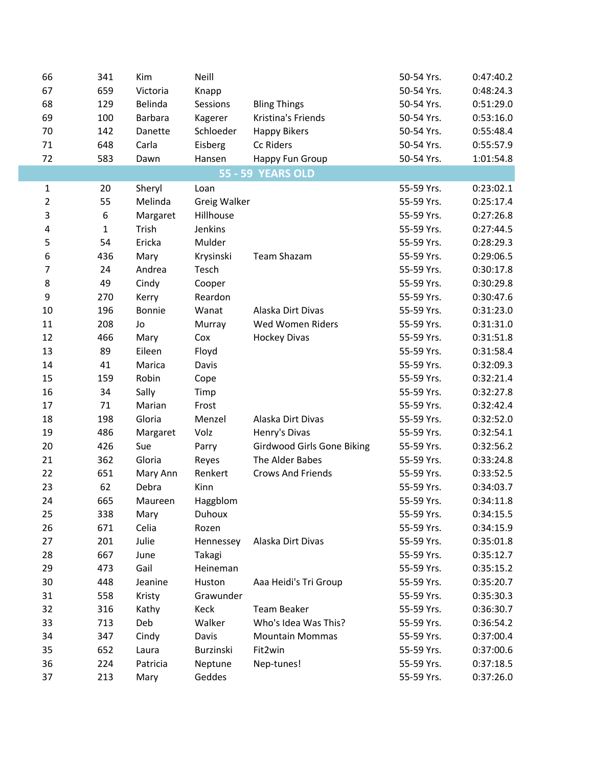| | | | | | | |
|---|---|---|---|---|---|---|
| 66 | 341 | Kim | Neill | | 50-54 Yrs. | 0:47:40.2 |
| 67 | 659 | Victoria | Knapp | | 50-54 Yrs. | 0:48:24.3 |
| 68 | 129 | Belinda | Sessions | Bling Things | 50-54 Yrs. | 0:51:29.0 |
| 69 | 100 | Barbara | Kagerer | Kristina's Friends | 50-54 Yrs. | 0:53:16.0 |
| 70 | 142 | Danette | Schloeder | Happy Bikers | 50-54 Yrs. | 0:55:48.4 |
| 71 | 648 | Carla | Eisberg | Cc Riders | 50-54 Yrs. | 0:55:57.9 |
| 72 | 583 | Dawn | Hansen | Happy Fun Group | 50-54 Yrs. | 1:01:54.8 |
| | | | **55 - 59 YEARS OLD** | | | |
| 1 | 20 | Sheryl | Loan | | 55-59 Yrs. | 0:23:02.1 |
| 2 | 55 | Melinda | Greig Walker | | 55-59 Yrs. | 0:25:17.4 |
| 3 | 6 | Margaret | Hillhouse | | 55-59 Yrs. | 0:27:26.8 |
| 4 | 1 | Trish | Jenkins | | 55-59 Yrs. | 0:27:44.5 |
| 5 | 54 | Ericka | Mulder | | 55-59 Yrs. | 0:28:29.3 |
| 6 | 436 | Mary | Krysinski | Team Shazam | 55-59 Yrs. | 0:29:06.5 |
| 7 | 24 | Andrea | Tesch | | 55-59 Yrs. | 0:30:17.8 |
| 8 | 49 | Cindy | Cooper | | 55-59 Yrs. | 0:30:29.8 |
| 9 | 270 | Kerry | Reardon | | 55-59 Yrs. | 0:30:47.6 |
| 10 | 196 | Bonnie | Wanat | Alaska Dirt Divas | 55-59 Yrs. | 0:31:23.0 |
| 11 | 208 | Jo | Murray | Wed Women Riders | 55-59 Yrs. | 0:31:31.0 |
| 12 | 466 | Mary | Cox | Hockey Divas | 55-59 Yrs. | 0:31:51.8 |
| 13 | 89 | Eileen | Floyd | | 55-59 Yrs. | 0:31:58.4 |
| 14 | 41 | Marica | Davis | | 55-59 Yrs. | 0:32:09.3 |
| 15 | 159 | Robin | Cope | | 55-59 Yrs. | 0:32:21.4 |
| 16 | 34 | Sally | Timp | | 55-59 Yrs. | 0:32:27.8 |
| 17 | 71 | Marian | Frost | | 55-59 Yrs. | 0:32:42.4 |
| 18 | 198 | Gloria | Menzel | Alaska Dirt Divas | 55-59 Yrs. | 0:32:52.0 |
| 19 | 486 | Margaret | Volz | Henry's Divas | 55-59 Yrs. | 0:32:54.1 |
| 20 | 426 | Sue | Parry | Girdwood Girls Gone Biking | 55-59 Yrs. | 0:32:56.2 |
| 21 | 362 | Gloria | Reyes | The Alder Babes | 55-59 Yrs. | 0:33:24.8 |
| 22 | 651 | Mary Ann | Renkert | Crows And Friends | 55-59 Yrs. | 0:33:52.5 |
| 23 | 62 | Debra | Kinn | | 55-59 Yrs. | 0:34:03.7 |
| 24 | 665 | Maureen | Haggblom | | 55-59 Yrs. | 0:34:11.8 |
| 25 | 338 | Mary | Duhoux | | 55-59 Yrs. | 0:34:15.5 |
| 26 | 671 | Celia | Rozen | | 55-59 Yrs. | 0:34:15.9 |
| 27 | 201 | Julie | Hennessey | Alaska Dirt Divas | 55-59 Yrs. | 0:35:01.8 |
| 28 | 667 | June | Takagi | | 55-59 Yrs. | 0:35:12.7 |
| 29 | 473 | Gail | Heineman | | 55-59 Yrs. | 0:35:15.2 |
| 30 | 448 | Jeanine | Huston | Aaa Heidi's Tri Group | 55-59 Yrs. | 0:35:20.7 |
| 31 | 558 | Kristy | Grawunder | | 55-59 Yrs. | 0:35:30.3 |
| 32 | 316 | Kathy | Keck | Team Beaker | 55-59 Yrs. | 0:36:30.7 |
| 33 | 713 | Deb | Walker | Who's Idea Was This? | 55-59 Yrs. | 0:36:54.2 |
| 34 | 347 | Cindy | Davis | Mountain Mommas | 55-59 Yrs. | 0:37:00.4 |
| 35 | 652 | Laura | Burzinski | Fit2win | 55-59 Yrs. | 0:37:00.6 |
| 36 | 224 | Patricia | Neptune | Nep-tunes! | 55-59 Yrs. | 0:37:18.5 |
| 37 | 213 | Mary | Geddes | | 55-59 Yrs. | 0:37:26.0 |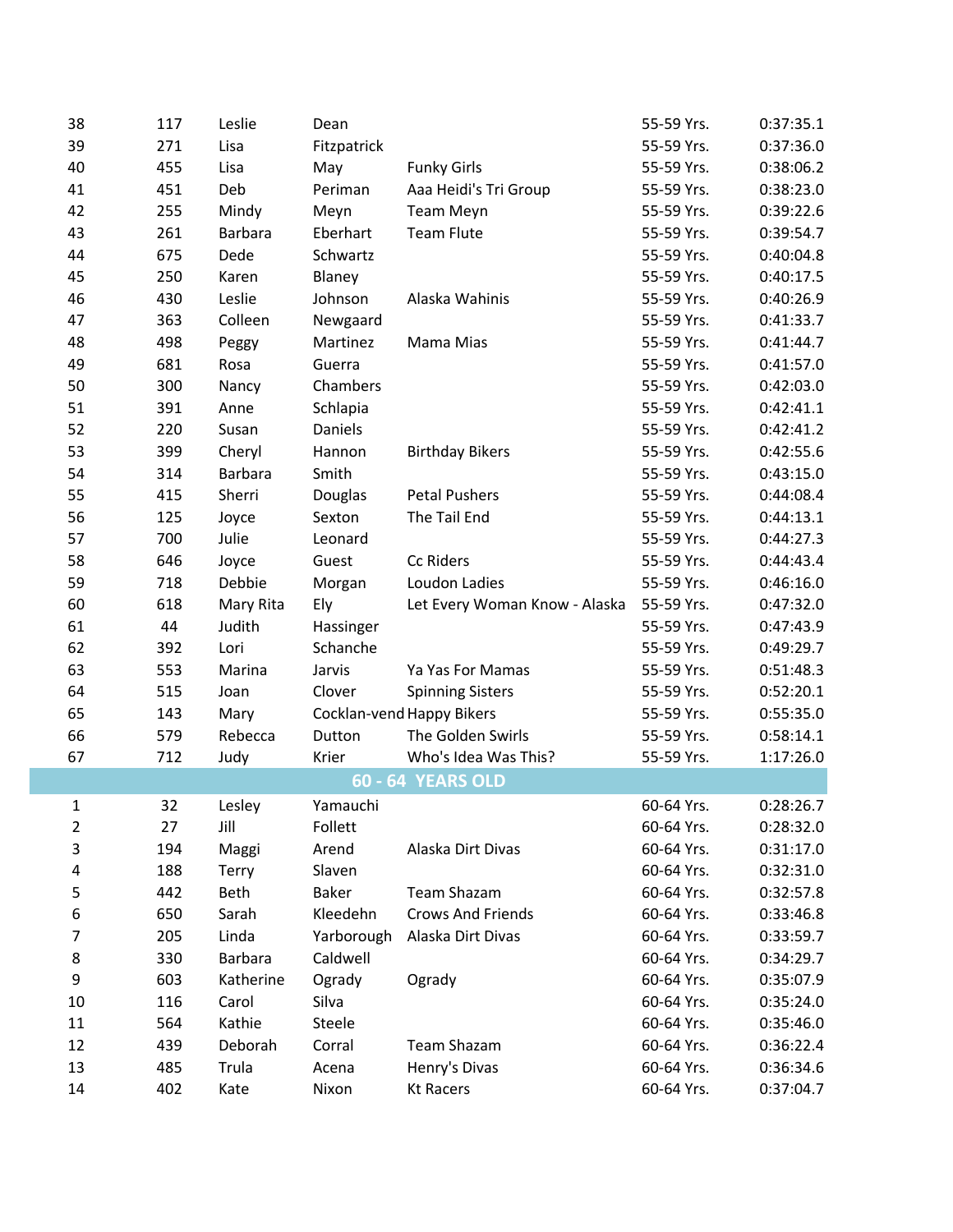| | | | | | | |
|---|---|---|---|---|---|---|
| 38 | 117 | Leslie | Dean | | 55-59 Yrs. | 0:37:35.1 |
| 39 | 271 | Lisa | Fitzpatrick | | 55-59 Yrs. | 0:37:36.0 |
| 40 | 455 | Lisa | May | Funky Girls | 55-59 Yrs. | 0:38:06.2 |
| 41 | 451 | Deb | Periman | Aaa Heidi's Tri Group | 55-59 Yrs. | 0:38:23.0 |
| 42 | 255 | Mindy | Meyn | Team Meyn | 55-59 Yrs. | 0:39:22.6 |
| 43 | 261 | Barbara | Eberhart | Team Flute | 55-59 Yrs. | 0:39:54.7 |
| 44 | 675 | Dede | Schwartz | | 55-59 Yrs. | 0:40:04.8 |
| 45 | 250 | Karen | Blaney | | 55-59 Yrs. | 0:40:17.5 |
| 46 | 430 | Leslie | Johnson | Alaska Wahinis | 55-59 Yrs. | 0:40:26.9 |
| 47 | 363 | Colleen | Newgaard | | 55-59 Yrs. | 0:41:33.7 |
| 48 | 498 | Peggy | Martinez | Mama Mias | 55-59 Yrs. | 0:41:44.7 |
| 49 | 681 | Rosa | Guerra | | 55-59 Yrs. | 0:41:57.0 |
| 50 | 300 | Nancy | Chambers | | 55-59 Yrs. | 0:42:03.0 |
| 51 | 391 | Anne | Schlapia | | 55-59 Yrs. | 0:42:41.1 |
| 52 | 220 | Susan | Daniels | | 55-59 Yrs. | 0:42:41.2 |
| 53 | 399 | Cheryl | Hannon | Birthday Bikers | 55-59 Yrs. | 0:42:55.6 |
| 54 | 314 | Barbara | Smith | | 55-59 Yrs. | 0:43:15.0 |
| 55 | 415 | Sherri | Douglas | Petal Pushers | 55-59 Yrs. | 0:44:08.4 |
| 56 | 125 | Joyce | Sexton | The Tail End | 55-59 Yrs. | 0:44:13.1 |
| 57 | 700 | Julie | Leonard | | 55-59 Yrs. | 0:44:27.3 |
| 58 | 646 | Joyce | Guest | Cc Riders | 55-59 Yrs. | 0:44:43.4 |
| 59 | 718 | Debbie | Morgan | Loudon Ladies | 55-59 Yrs. | 0:46:16.0 |
| 60 | 618 | Mary Rita | Ely | Let Every Woman Know - Alaska | 55-59 Yrs. | 0:47:32.0 |
| 61 | 44 | Judith | Hassinger | | 55-59 Yrs. | 0:47:43.9 |
| 62 | 392 | Lori | Schanche | | 55-59 Yrs. | 0:49:29.7 |
| 63 | 553 | Marina | Jarvis | Ya Yas For Mamas | 55-59 Yrs. | 0:51:48.3 |
| 64 | 515 | Joan | Clover | Spinning Sisters | 55-59 Yrs. | 0:52:20.1 |
| 65 | 143 | Mary | Cocklan-vend | Happy Bikers | 55-59 Yrs. | 0:55:35.0 |
| 66 | 579 | Rebecca | Dutton | The Golden Swirls | 55-59 Yrs. | 0:58:14.1 |
| 67 | 712 | Judy | Krier | Who's Idea Was This? | 55-59 Yrs. | 1:17:26.0 |
| **60 - 64 YEARS OLD** | | | | | | |
| 1 | 32 | Lesley | Yamauchi | | 60-64 Yrs. | 0:28:26.7 |
| 2 | 27 | Jill | Follett | | 60-64 Yrs. | 0:28:32.0 |
| 3 | 194 | Maggi | Arend | Alaska Dirt Divas | 60-64 Yrs. | 0:31:17.0 |
| 4 | 188 | Terry | Slaven | | 60-64 Yrs. | 0:32:31.0 |
| 5 | 442 | Beth | Baker | Team Shazam | 60-64 Yrs. | 0:32:57.8 |
| 6 | 650 | Sarah | Kleedehn | Crows And Friends | 60-64 Yrs. | 0:33:46.8 |
| 7 | 205 | Linda | Yarborough | Alaska Dirt Divas | 60-64 Yrs. | 0:33:59.7 |
| 8 | 330 | Barbara | Caldwell | | 60-64 Yrs. | 0:34:29.7 |
| 9 | 603 | Katherine | Ogrady | Ogrady | 60-64 Yrs. | 0:35:07.9 |
| 10 | 116 | Carol | Silva | | 60-64 Yrs. | 0:35:24.0 |
| 11 | 564 | Kathie | Steele | | 60-64 Yrs. | 0:35:46.0 |
| 12 | 439 | Deborah | Corral | Team Shazam | 60-64 Yrs. | 0:36:22.4 |
| 13 | 485 | Trula | Acena | Henry's Divas | 60-64 Yrs. | 0:36:34.6 |
| 14 | 402 | Kate | Nixon | Kt Racers | 60-64 Yrs. | 0:37:04.7 |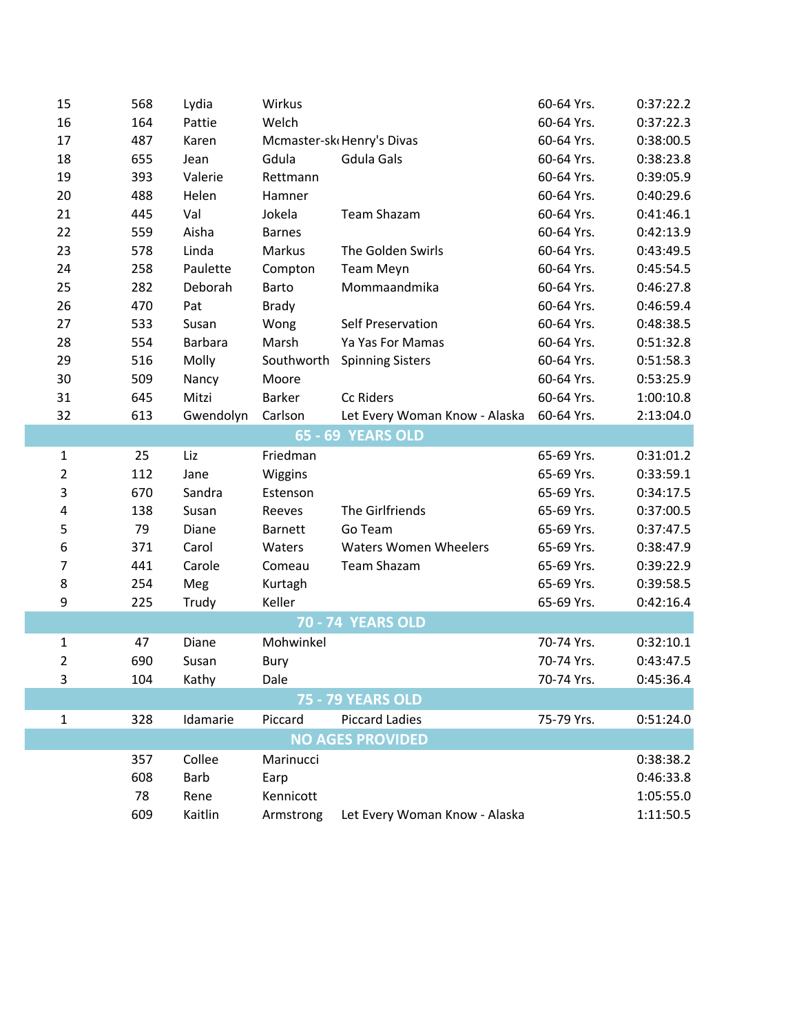| | | | | | | |
|---|---|---|---|---|---|---|
| 15 | 568 | Lydia | Wirkus | | 60-64 Yrs. | 0:37:22.2 |
| 16 | 164 | Pattie | Welch | | 60-64 Yrs. | 0:37:22.3 |
| 17 | 487 | Karen | Mcmaster-sk | Henry's Divas | 60-64 Yrs. | 0:38:00.5 |
| 18 | 655 | Jean | Gdula | Gdula Gals | 60-64 Yrs. | 0:38:23.8 |
| 19 | 393 | Valerie | Rettmann | | 60-64 Yrs. | 0:39:05.9 |
| 20 | 488 | Helen | Hamner | | 60-64 Yrs. | 0:40:29.6 |
| 21 | 445 | Val | Jokela | Team Shazam | 60-64 Yrs. | 0:41:46.1 |
| 22 | 559 | Aisha | Barnes | | 60-64 Yrs. | 0:42:13.9 |
| 23 | 578 | Linda | Markus | The Golden Swirls | 60-64 Yrs. | 0:43:49.5 |
| 24 | 258 | Paulette | Compton | Team Meyn | 60-64 Yrs. | 0:45:54.5 |
| 25 | 282 | Deborah | Barto | Mommaandmika | 60-64 Yrs. | 0:46:27.8 |
| 26 | 470 | Pat | Brady | | 60-64 Yrs. | 0:46:59.4 |
| 27 | 533 | Susan | Wong | Self Preservation | 60-64 Yrs. | 0:48:38.5 |
| 28 | 554 | Barbara | Marsh | Ya Yas For Mamas | 60-64 Yrs. | 0:51:32.8 |
| 29 | 516 | Molly | Southworth | Spinning Sisters | 60-64 Yrs. | 0:51:58.3 |
| 30 | 509 | Nancy | Moore | | 60-64 Yrs. | 0:53:25.9 |
| 31 | 645 | Mitzi | Barker | Cc Riders | 60-64 Yrs. | 1:00:10.8 |
| 32 | 613 | Gwendolyn | Carlson | Let Every Woman Know - Alaska | 60-64 Yrs. | 2:13:04.0 |
| **65 - 69 YEARS OLD** | | | | | | |
| 1 | 25 | Liz | Friedman | | 65-69 Yrs. | 0:31:01.2 |
| 2 | 112 | Jane | Wiggins | | 65-69 Yrs. | 0:33:59.1 |
| 3 | 670 | Sandra | Estenson | | 65-69 Yrs. | 0:34:17.5 |
| 4 | 138 | Susan | Reeves | The Girlfriends | 65-69 Yrs. | 0:37:00.5 |
| 5 | 79 | Diane | Barnett | Go Team | 65-69 Yrs. | 0:37:47.5 |
| 6 | 371 | Carol | Waters | Waters Women Wheelers | 65-69 Yrs. | 0:38:47.9 |
| 7 | 441 | Carole | Comeau | Team Shazam | 65-69 Yrs. | 0:39:22.9 |
| 8 | 254 | Meg | Kurtagh | | 65-69 Yrs. | 0:39:58.5 |
| 9 | 225 | Trudy | Keller | | 65-69 Yrs. | 0:42:16.4 |
| **70 - 74 YEARS OLD** | | | | | | |
| 1 | 47 | Diane | Mohwinkel | | 70-74 Yrs. | 0:32:10.1 |
| 2 | 690 | Susan | Bury | | 70-74 Yrs. | 0:43:47.5 |
| 3 | 104 | Kathy | Dale | | 70-74 Yrs. | 0:45:36.4 |
| **75 - 79 YEARS OLD** | | | | | | |
| 1 | 328 | Idamarie | Piccard | Piccard Ladies | 75-79 Yrs. | 0:51:24.0 |
| **NO AGES PROVIDED** | | | | | | |
| | 357 | Collee | Marinucci | | | 0:38:38.2 |
| | 608 | Barb | Earp | | | 0:46:33.8 |
| | 78 | Rene | Kennicott | | | 1:05:55.0 |
| | 609 | Kaitlin | Armstrong | Let Every Woman Know - Alaska | | 1:11:50.5 |